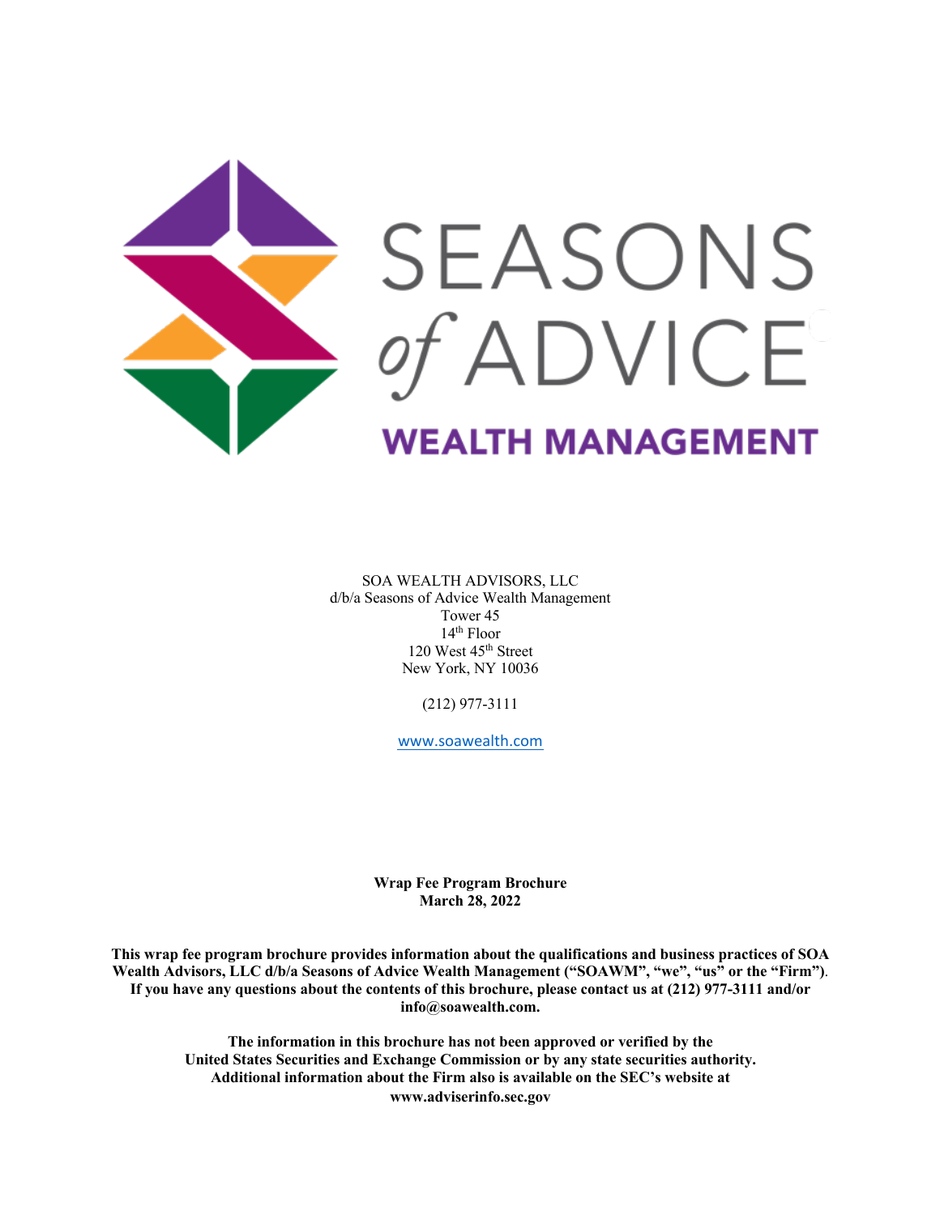SEASONS *of* ADVICE

WEALTH MANAGEMENT

SOA WEALTH ADVISORS, LLC
d/b/a Seasons of Advice Wealth Management
Tower 45
14th Floor
120 West 45th Street
New York, NY 10036

(212) 977-3111

www.soawealth.com

**Wrap Fee Program Brochure**
**March 28, 2022**

**This wrap fee program brochure provides information about the qualifications and business practices of SOA Wealth Advisors, LLC d/b/a Seasons of Advice Wealth Management ("SOAWM", "we", "us" or the "Firm"). If you have any questions about the contents of this brochure, please contact us at (212) 977-3111 and/or info@soawealth.com.**

**The information in this brochure has not been approved or verified by the United States Securities and Exchange Commission or by any state securities authority. Additional information about the Firm also is available on the SEC's website at www.adviserinfo.sec.gov**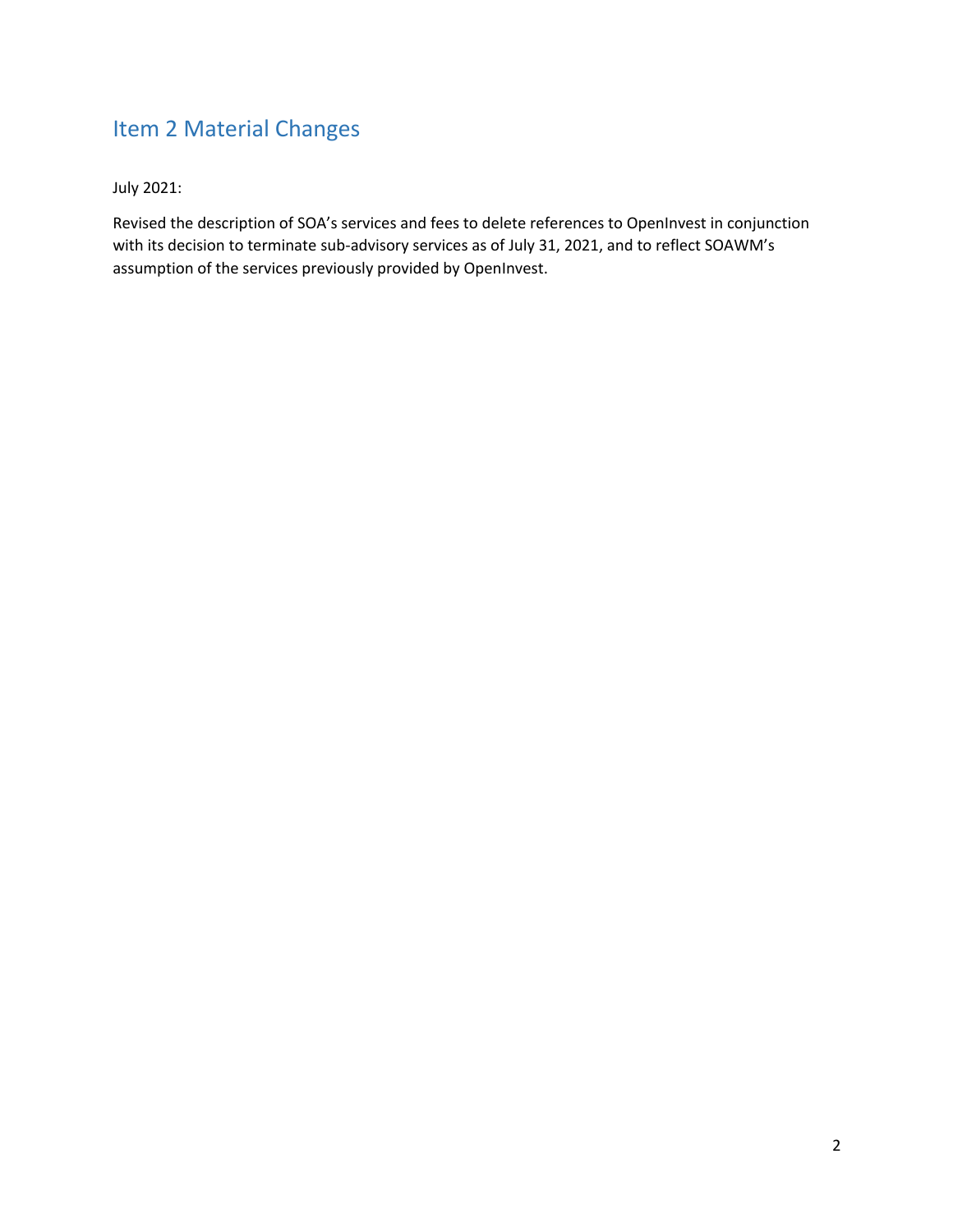## Item 2 Material Changes

July 2021:

Revised the description of SOA's services and fees to delete references to OpenInvest in conjunction with its decision to terminate sub-advisory services as of July 31, 2021, and to reflect SOAWM's assumption of the services previously provided by OpenInvest.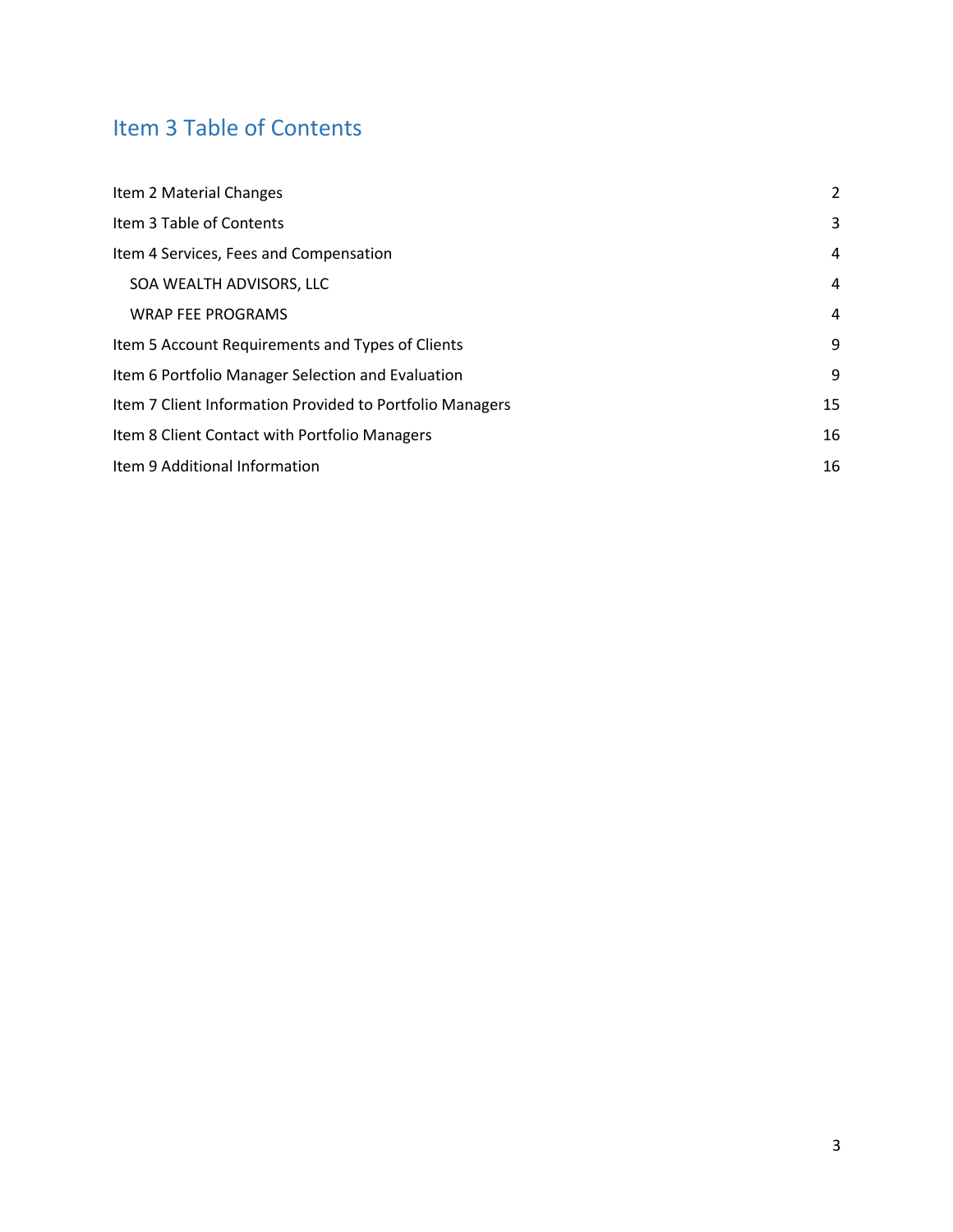## Item 3 Table of Contents

| | |
|---|---|
| Item 2 Material Changes | 2 |
| Item 3 Table of Contents | 3 |
| Item 4 Services, Fees and Compensation | 4 |
| SOA WEALTH ADVISORS, LLC | 4 |
| WRAP FEE PROGRAMS | 4 |
| Item 5 Account Requirements and Types of Clients | 9 |
| Item 6 Portfolio Manager Selection and Evaluation | 9 |
| Item 7 Client Information Provided to Portfolio Managers | 15 |
| Item 8 Client Contact with Portfolio Managers | 16 |
| Item 9 Additional Information | 16 |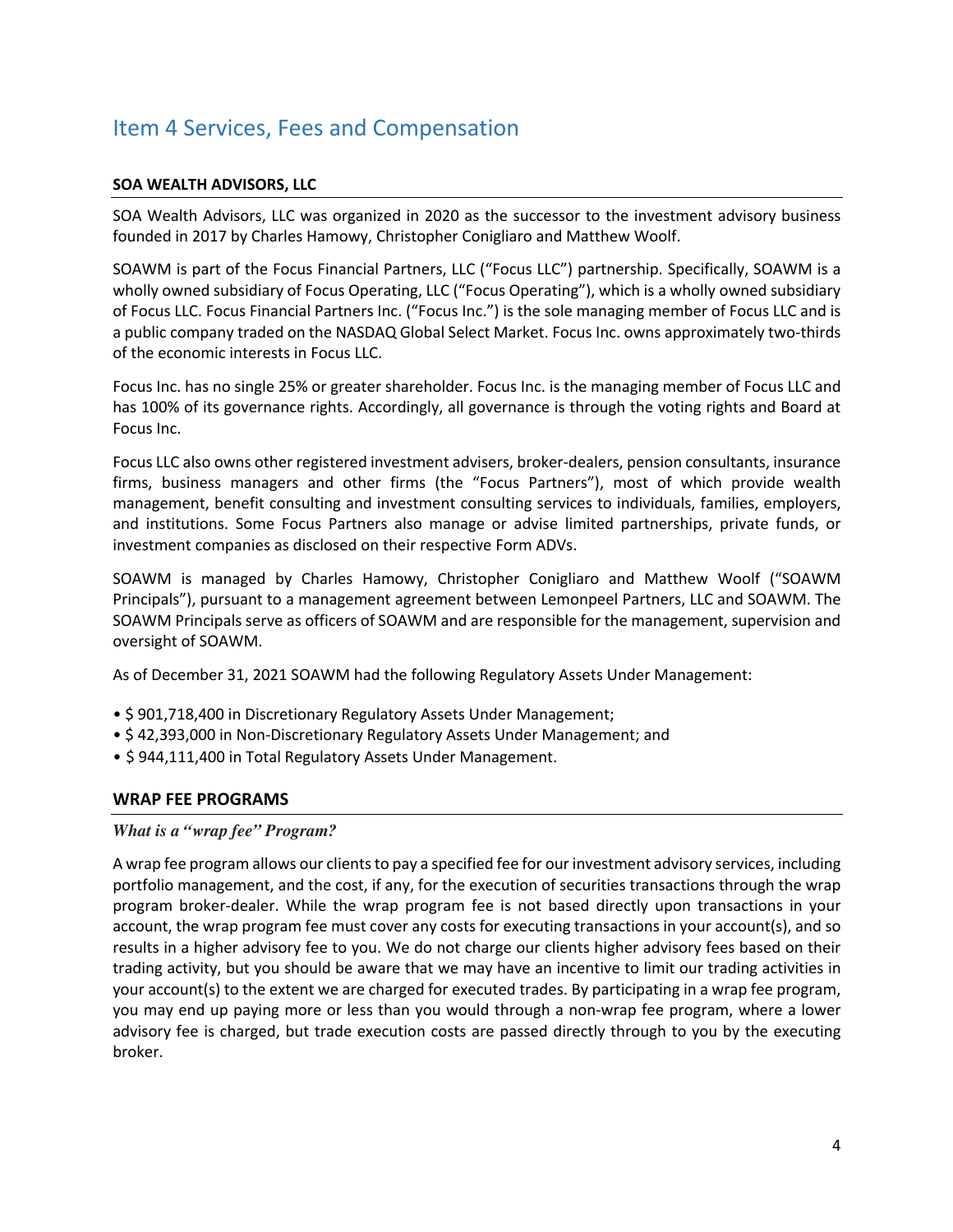# Item 4 Services, Fees and Compensation

## SOA WEALTH ADVISORS, LLC

SOA Wealth Advisors, LLC was organized in 2020 as the successor to the investment advisory business founded in 2017 by Charles Hamowy, Christopher Conigliaro and Matthew Woolf.

SOAWM is part of the Focus Financial Partners, LLC ("Focus LLC") partnership. Specifically, SOAWM is a wholly owned subsidiary of Focus Operating, LLC ("Focus Operating"), which is a wholly owned subsidiary of Focus LLC. Focus Financial Partners Inc. ("Focus Inc.") is the sole managing member of Focus LLC and is a public company traded on the NASDAQ Global Select Market. Focus Inc. owns approximately two-thirds of the economic interests in Focus LLC.

Focus Inc. has no single 25% or greater shareholder. Focus Inc. is the managing member of Focus LLC and has 100% of its governance rights. Accordingly, all governance is through the voting rights and Board at Focus Inc.

Focus LLC also owns other registered investment advisers, broker-dealers, pension consultants, insurance firms, business managers and other firms (the "Focus Partners"), most of which provide wealth management, benefit consulting and investment consulting services to individuals, families, employers, and institutions. Some Focus Partners also manage or advise limited partnerships, private funds, or investment companies as disclosed on their respective Form ADVs.

SOAWM is managed by Charles Hamowy, Christopher Conigliaro and Matthew Woolf ("SOAWM Principals"), pursuant to a management agreement between Lemonpeel Partners, LLC and SOAWM. The SOAWM Principals serve as officers of SOAWM and are responsible for the management, supervision and oversight of SOAWM.

As of December 31, 2021 SOAWM had the following Regulatory Assets Under Management:

- $ 901,718,400 in Discretionary Regulatory Assets Under Management;
- $ 42,393,000 in Non-Discretionary Regulatory Assets Under Management; and
- $ 944,111,400 in Total Regulatory Assets Under Management.

## WRAP FEE PROGRAMS

***What is a "wrap fee" Program?***

A wrap fee program allows our clients to pay a specified fee for our investment advisory services, including portfolio management, and the cost, if any, for the execution of securities transactions through the wrap program broker-dealer. While the wrap program fee is not based directly upon transactions in your account, the wrap program fee must cover any costs for executing transactions in your account(s), and so results in a higher advisory fee to you. We do not charge our clients higher advisory fees based on their trading activity, but you should be aware that we may have an incentive to limit our trading activities in your account(s) to the extent we are charged for executed trades. By participating in a wrap fee program, you may end up paying more or less than you would through a non-wrap fee program, where a lower advisory fee is charged, but trade execution costs are passed directly through to you by the executing broker.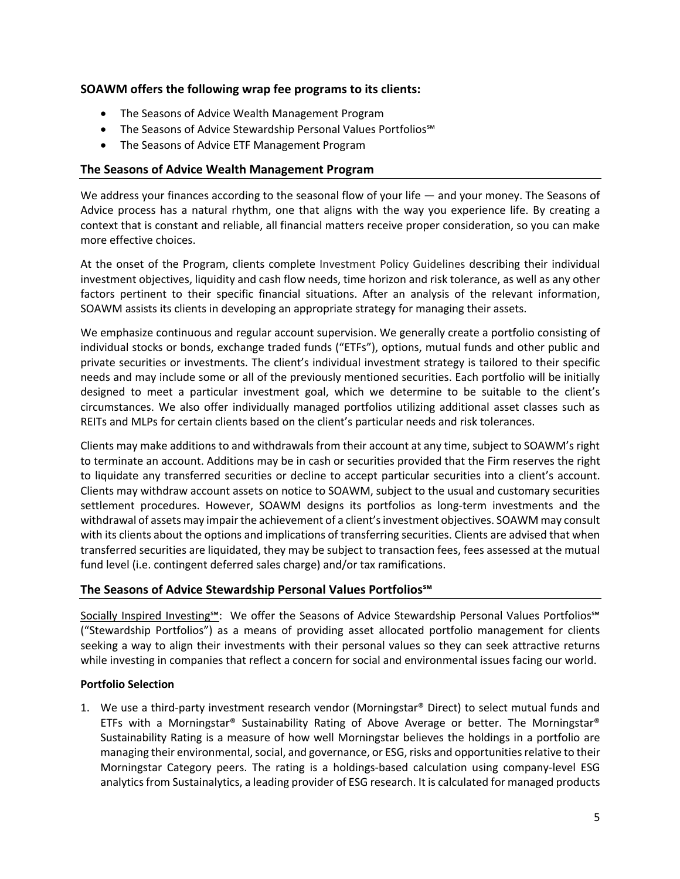### SOAWM offers the following wrap fee programs to its clients:

- The Seasons of Advice Wealth Management Program
- The Seasons of Advice Stewardship Personal Values Portfolios℠
- The Seasons of Advice ETF Management Program

## The Seasons of Advice Wealth Management Program

We address your finances according to the seasonal flow of your life — and your money. The Seasons of Advice process has a natural rhythm, one that aligns with the way you experience life. By creating a context that is constant and reliable, all financial matters receive proper consideration, so you can make more effective choices.

At the onset of the Program, clients complete Investment Policy Guidelines describing their individual investment objectives, liquidity and cash flow needs, time horizon and risk tolerance, as well as any other factors pertinent to their specific financial situations. After an analysis of the relevant information, SOAWM assists its clients in developing an appropriate strategy for managing their assets.

We emphasize continuous and regular account supervision. We generally create a portfolio consisting of individual stocks or bonds, exchange traded funds ("ETFs"), options, mutual funds and other public and private securities or investments. The client's individual investment strategy is tailored to their specific needs and may include some or all of the previously mentioned securities. Each portfolio will be initially designed to meet a particular investment goal, which we determine to be suitable to the client's circumstances. We also offer individually managed portfolios utilizing additional asset classes such as REITs and MLPs for certain clients based on the client's particular needs and risk tolerances.

Clients may make additions to and withdrawals from their account at any time, subject to SOAWM's right to terminate an account. Additions may be in cash or securities provided that the Firm reserves the right to liquidate any transferred securities or decline to accept particular securities into a client's account. Clients may withdraw account assets on notice to SOAWM, subject to the usual and customary securities settlement procedures. However, SOAWM designs its portfolios as long-term investments and the withdrawal of assets may impair the achievement of a client's investment objectives. SOAWM may consult with its clients about the options and implications of transferring securities. Clients are advised that when transferred securities are liquidated, they may be subject to transaction fees, fees assessed at the mutual fund level (i.e. contingent deferred sales charge) and/or tax ramifications.

## The Seasons of Advice Stewardship Personal Values Portfolios℠

Socially Inspired Investing℠: We offer the Seasons of Advice Stewardship Personal Values Portfolios℠ ("Stewardship Portfolios") as a means of providing asset allocated portfolio management for clients seeking a way to align their investments with their personal values so they can seek attractive returns while investing in companies that reflect a concern for social and environmental issues facing our world.

**Portfolio Selection**

1. We use a third-party investment research vendor (Morningstar® Direct) to select mutual funds and ETFs with a Morningstar® Sustainability Rating of Above Average or better. The Morningstar® Sustainability Rating is a measure of how well Morningstar believes the holdings in a portfolio are managing their environmental, social, and governance, or ESG, risks and opportunities relative to their Morningstar Category peers. The rating is a holdings-based calculation using company-level ESG analytics from Sustainalytics, a leading provider of ESG research. It is calculated for managed products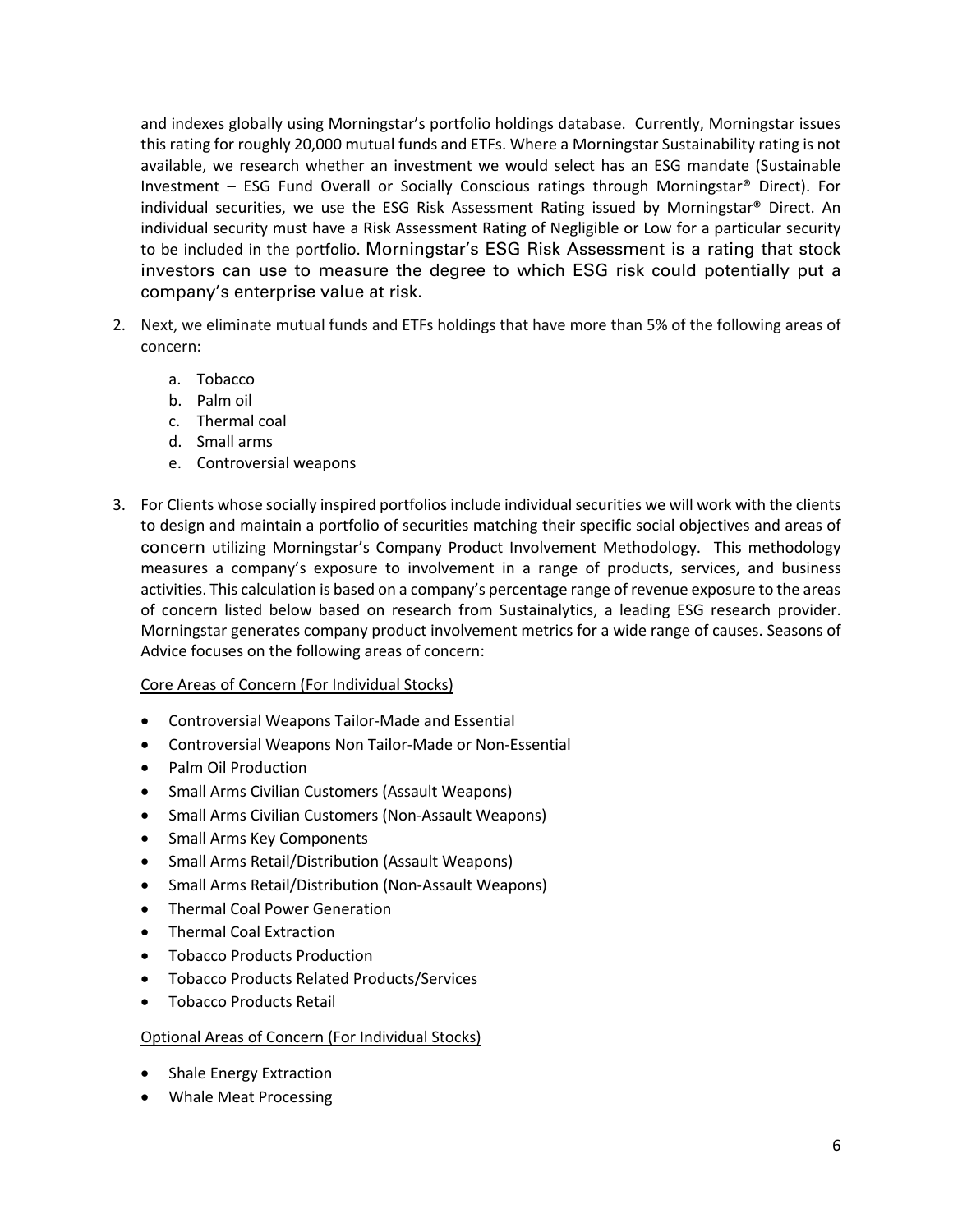and indexes globally using Morningstar's portfolio holdings database. Currently, Morningstar issues this rating for roughly 20,000 mutual funds and ETFs. Where a Morningstar Sustainability rating is not available, we research whether an investment we would select has an ESG mandate (Sustainable Investment – ESG Fund Overall or Socially Conscious ratings through Morningstar® Direct). For individual securities, we use the ESG Risk Assessment Rating issued by Morningstar® Direct. An individual security must have a Risk Assessment Rating of Negligible or Low for a particular security to be included in the portfolio. Morningstar's ESG Risk Assessment is a rating that stock investors can use to measure the degree to which ESG risk could potentially put a company's enterprise value at risk.

2. Next, we eliminate mutual funds and ETFs holdings that have more than 5% of the following areas of concern:

    a. Tobacco
    b. Palm oil
    c. Thermal coal
    d. Small arms
    e. Controversial weapons

3. For Clients whose socially inspired portfolios include individual securities we will work with the clients to design and maintain a portfolio of securities matching their specific social objectives and areas of concern utilizing Morningstar's Company Product Involvement Methodology. This methodology measures a company's exposure to involvement in a range of products, services, and business activities. This calculation is based on a company's percentage range of revenue exposure to the areas of concern listed below based on research from Sustainalytics, a leading ESG research provider. Morningstar generates company product involvement metrics for a wide range of causes. Seasons of Advice focuses on the following areas of concern:

    Core Areas of Concern (For Individual Stocks)

    - Controversial Weapons Tailor-Made and Essential
    - Controversial Weapons Non Tailor-Made or Non-Essential
    - Palm Oil Production
    - Small Arms Civilian Customers (Assault Weapons)
    - Small Arms Civilian Customers (Non-Assault Weapons)
    - Small Arms Key Components
    - Small Arms Retail/Distribution (Assault Weapons)
    - Small Arms Retail/Distribution (Non-Assault Weapons)
    - Thermal Coal Power Generation
    - Thermal Coal Extraction
    - Tobacco Products Production
    - Tobacco Products Related Products/Services
    - Tobacco Products Retail

    Optional Areas of Concern (For Individual Stocks)

    - Shale Energy Extraction
    - Whale Meat Processing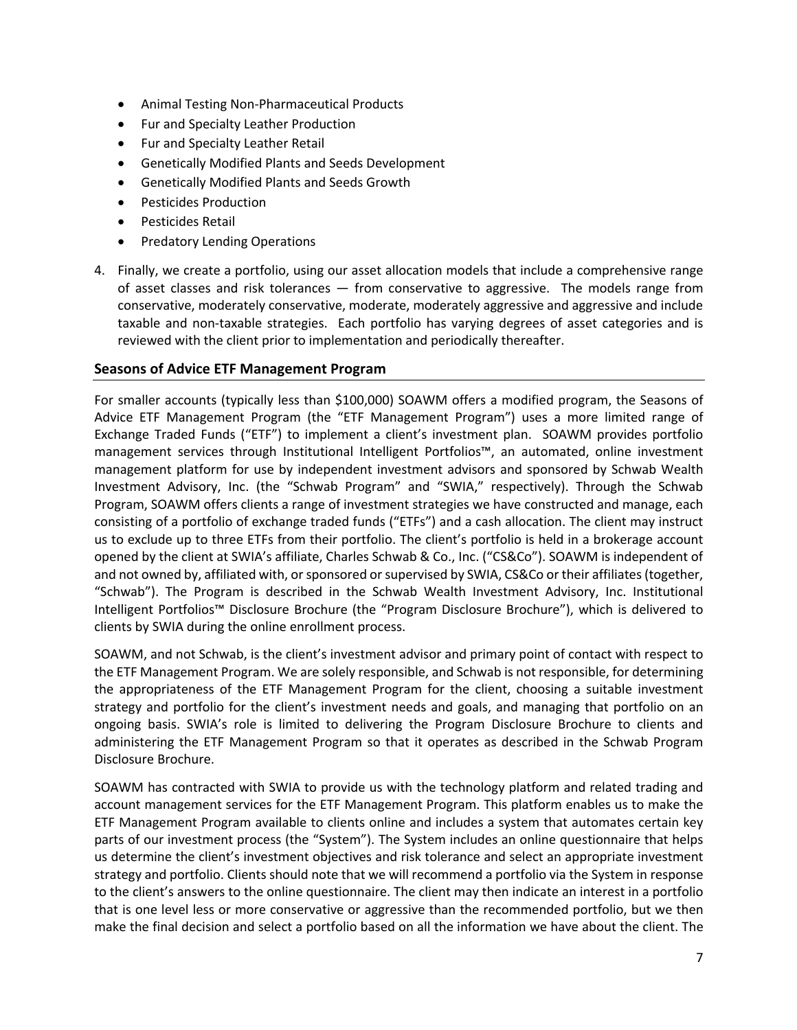- Animal Testing Non-Pharmaceutical Products
- Fur and Specialty Leather Production
- Fur and Specialty Leather Retail
- Genetically Modified Plants and Seeds Development
- Genetically Modified Plants and Seeds Growth
- Pesticides Production
- Pesticides Retail
- Predatory Lending Operations

4. Finally, we create a portfolio, using our asset allocation models that include a comprehensive range of asset classes and risk tolerances — from conservative to aggressive. The models range from conservative, moderately conservative, moderate, moderately aggressive and aggressive and include taxable and non-taxable strategies. Each portfolio has varying degrees of asset categories and is reviewed with the client prior to implementation and periodically thereafter.

## Seasons of Advice ETF Management Program

For smaller accounts (typically less than $100,000) SOAWM offers a modified program, the Seasons of Advice ETF Management Program (the "ETF Management Program") uses a more limited range of Exchange Traded Funds ("ETF") to implement a client's investment plan. SOAWM provides portfolio management services through Institutional Intelligent Portfolios™, an automated, online investment management platform for use by independent investment advisors and sponsored by Schwab Wealth Investment Advisory, Inc. (the "Schwab Program" and "SWIA," respectively). Through the Schwab Program, SOAWM offers clients a range of investment strategies we have constructed and manage, each consisting of a portfolio of exchange traded funds ("ETFs") and a cash allocation. The client may instruct us to exclude up to three ETFs from their portfolio. The client's portfolio is held in a brokerage account opened by the client at SWIA's affiliate, Charles Schwab & Co., Inc. ("CS&Co"). SOAWM is independent of and not owned by, affiliated with, or sponsored or supervised by SWIA, CS&Co or their affiliates (together, "Schwab"). The Program is described in the Schwab Wealth Investment Advisory, Inc. Institutional Intelligent Portfolios™ Disclosure Brochure (the "Program Disclosure Brochure"), which is delivered to clients by SWIA during the online enrollment process.

SOAWM, and not Schwab, is the client's investment advisor and primary point of contact with respect to the ETF Management Program. We are solely responsible, and Schwab is not responsible, for determining the appropriateness of the ETF Management Program for the client, choosing a suitable investment strategy and portfolio for the client's investment needs and goals, and managing that portfolio on an ongoing basis. SWIA's role is limited to delivering the Program Disclosure Brochure to clients and administering the ETF Management Program so that it operates as described in the Schwab Program Disclosure Brochure.

SOAWM has contracted with SWIA to provide us with the technology platform and related trading and account management services for the ETF Management Program. This platform enables us to make the ETF Management Program available to clients online and includes a system that automates certain key parts of our investment process (the "System"). The System includes an online questionnaire that helps us determine the client's investment objectives and risk tolerance and select an appropriate investment strategy and portfolio. Clients should note that we will recommend a portfolio via the System in response to the client's answers to the online questionnaire. The client may then indicate an interest in a portfolio that is one level less or more conservative or aggressive than the recommended portfolio, but we then make the final decision and select a portfolio based on all the information we have about the client. The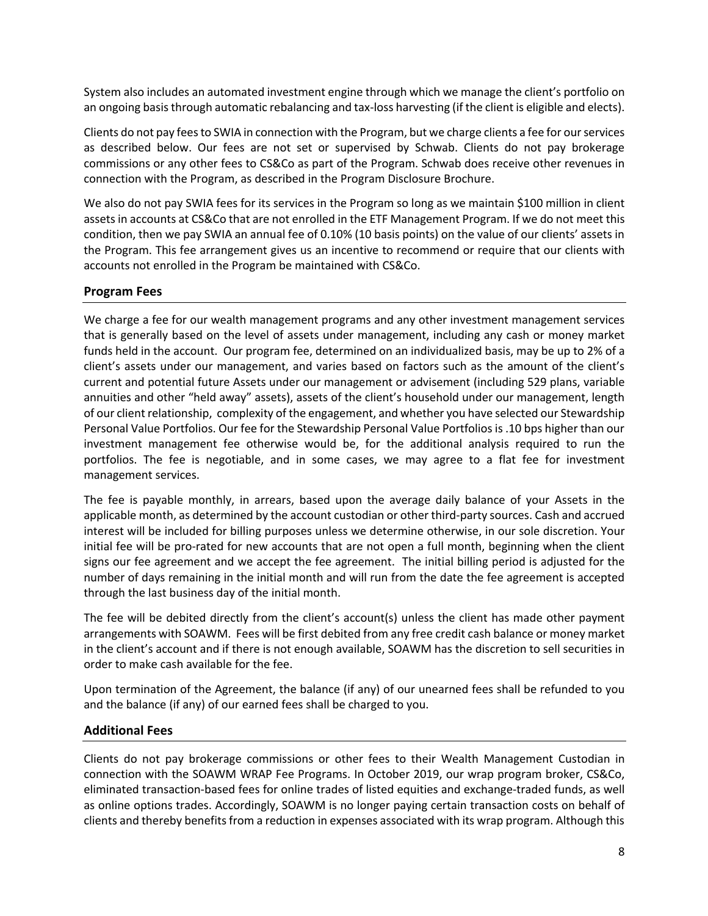System also includes an automated investment engine through which we manage the client's portfolio on an ongoing basis through automatic rebalancing and tax-loss harvesting (if the client is eligible and elects).

Clients do not pay fees to SWIA in connection with the Program, but we charge clients a fee for our services as described below. Our fees are not set or supervised by Schwab. Clients do not pay brokerage commissions or any other fees to CS&Co as part of the Program. Schwab does receive other revenues in connection with the Program, as described in the Program Disclosure Brochure.

We also do not pay SWIA fees for its services in the Program so long as we maintain $100 million in client assets in accounts at CS&Co that are not enrolled in the ETF Management Program. If we do not meet this condition, then we pay SWIA an annual fee of 0.10% (10 basis points) on the value of our clients' assets in the Program. This fee arrangement gives us an incentive to recommend or require that our clients with accounts not enrolled in the Program be maintained with CS&Co.

## Program Fees

We charge a fee for our wealth management programs and any other investment management services that is generally based on the level of assets under management, including any cash or money market funds held in the account. Our program fee, determined on an individualized basis, may be up to 2% of a client's assets under our management, and varies based on factors such as the amount of the client's current and potential future Assets under our management or advisement (including 529 plans, variable annuities and other "held away" assets), assets of the client's household under our management, length of our client relationship, complexity of the engagement, and whether you have selected our Stewardship Personal Value Portfolios. Our fee for the Stewardship Personal Value Portfolios is .10 bps higher than our investment management fee otherwise would be, for the additional analysis required to run the portfolios. The fee is negotiable, and in some cases, we may agree to a flat fee for investment management services.

The fee is payable monthly, in arrears, based upon the average daily balance of your Assets in the applicable month, as determined by the account custodian or other third-party sources. Cash and accrued interest will be included for billing purposes unless we determine otherwise, in our sole discretion. Your initial fee will be pro-rated for new accounts that are not open a full month, beginning when the client signs our fee agreement and we accept the fee agreement. The initial billing period is adjusted for the number of days remaining in the initial month and will run from the date the fee agreement is accepted through the last business day of the initial month.

The fee will be debited directly from the client's account(s) unless the client has made other payment arrangements with SOAWM. Fees will be first debited from any free credit cash balance or money market in the client's account and if there is not enough available, SOAWM has the discretion to sell securities in order to make cash available for the fee.

Upon termination of the Agreement, the balance (if any) of our unearned fees shall be refunded to you and the balance (if any) of our earned fees shall be charged to you.

## Additional Fees

Clients do not pay brokerage commissions or other fees to their Wealth Management Custodian in connection with the SOAWM WRAP Fee Programs. In October 2019, our wrap program broker, CS&Co, eliminated transaction-based fees for online trades of listed equities and exchange-traded funds, as well as online options trades. Accordingly, SOAWM is no longer paying certain transaction costs on behalf of clients and thereby benefits from a reduction in expenses associated with its wrap program. Although this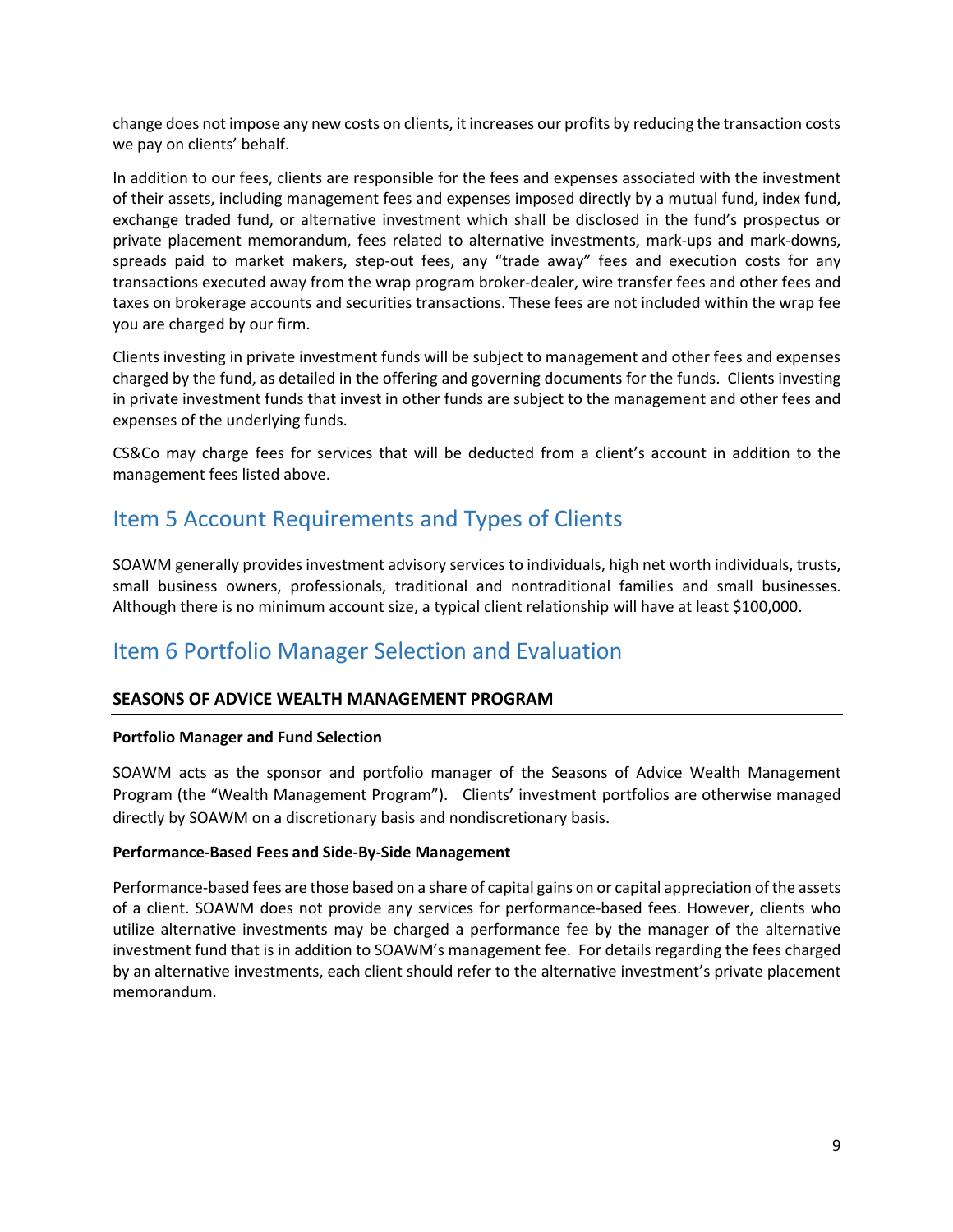change does not impose any new costs on clients, it increases our profits by reducing the transaction costs we pay on clients' behalf.

In addition to our fees, clients are responsible for the fees and expenses associated with the investment of their assets, including management fees and expenses imposed directly by a mutual fund, index fund, exchange traded fund, or alternative investment which shall be disclosed in the fund's prospectus or private placement memorandum, fees related to alternative investments, mark-ups and mark-downs, spreads paid to market makers, step-out fees, any "trade away" fees and execution costs for any transactions executed away from the wrap program broker-dealer, wire transfer fees and other fees and taxes on brokerage accounts and securities transactions. These fees are not included within the wrap fee you are charged by our firm.

Clients investing in private investment funds will be subject to management and other fees and expenses charged by the fund, as detailed in the offering and governing documents for the funds. Clients investing in private investment funds that invest in other funds are subject to the management and other fees and expenses of the underlying funds.

CS&Co may charge fees for services that will be deducted from a client's account in addition to the management fees listed above.

## Item 5 Account Requirements and Types of Clients

SOAWM generally provides investment advisory services to individuals, high net worth individuals, trusts, small business owners, professionals, traditional and nontraditional families and small businesses. Although there is no minimum account size, a typical client relationship will have at least $100,000.

## Item 6 Portfolio Manager Selection and Evaluation

### SEASONS OF ADVICE WEALTH MANAGEMENT PROGRAM

**Portfolio Manager and Fund Selection**

SOAWM acts as the sponsor and portfolio manager of the Seasons of Advice Wealth Management Program (the "Wealth Management Program"). Clients' investment portfolios are otherwise managed directly by SOAWM on a discretionary basis and nondiscretionary basis.

**Performance-Based Fees and Side-By-Side Management**

Performance-based fees are those based on a share of capital gains on or capital appreciation of the assets of a client. SOAWM does not provide any services for performance-based fees. However, clients who utilize alternative investments may be charged a performance fee by the manager of the alternative investment fund that is in addition to SOAWM's management fee. For details regarding the fees charged by an alternative investments, each client should refer to the alternative investment's private placement memorandum.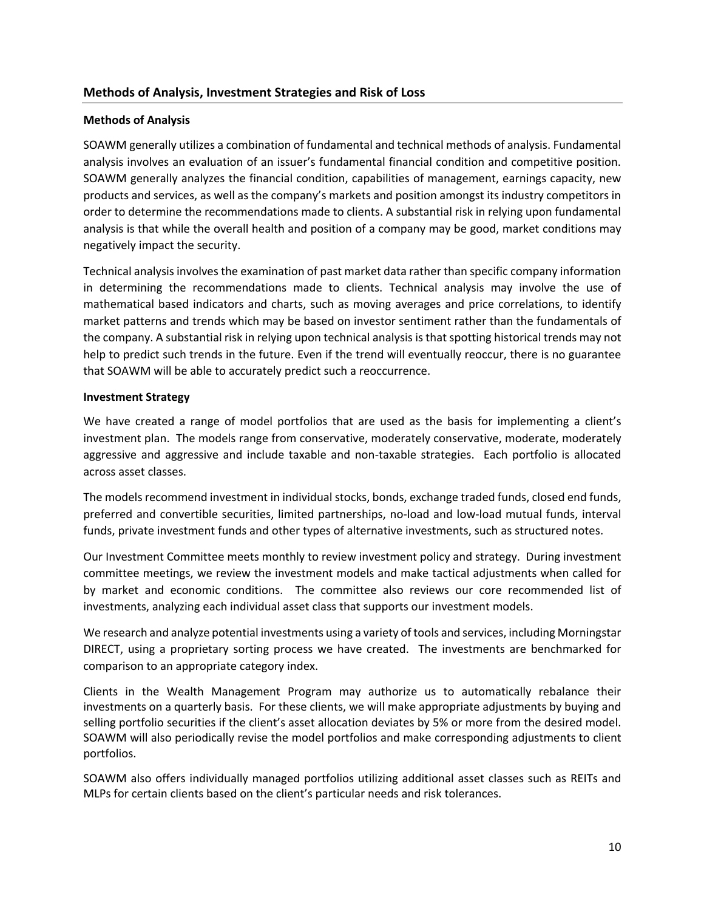## Methods of Analysis, Investment Strategies and Risk of Loss

### Methods of Analysis

SOAWM generally utilizes a combination of fundamental and technical methods of analysis. Fundamental analysis involves an evaluation of an issuer's fundamental financial condition and competitive position. SOAWM generally analyzes the financial condition, capabilities of management, earnings capacity, new products and services, as well as the company's markets and position amongst its industry competitors in order to determine the recommendations made to clients. A substantial risk in relying upon fundamental analysis is that while the overall health and position of a company may be good, market conditions may negatively impact the security.

Technical analysis involves the examination of past market data rather than specific company information in determining the recommendations made to clients. Technical analysis may involve the use of mathematical based indicators and charts, such as moving averages and price correlations, to identify market patterns and trends which may be based on investor sentiment rather than the fundamentals of the company. A substantial risk in relying upon technical analysis is that spotting historical trends may not help to predict such trends in the future. Even if the trend will eventually reoccur, there is no guarantee that SOAWM will be able to accurately predict such a reoccurrence.

### Investment Strategy

We have created a range of model portfolios that are used as the basis for implementing a client's investment plan. The models range from conservative, moderately conservative, moderate, moderately aggressive and aggressive and include taxable and non-taxable strategies. Each portfolio is allocated across asset classes.

The models recommend investment in individual stocks, bonds, exchange traded funds, closed end funds, preferred and convertible securities, limited partnerships, no-load and low-load mutual funds, interval funds, private investment funds and other types of alternative investments, such as structured notes.

Our Investment Committee meets monthly to review investment policy and strategy. During investment committee meetings, we review the investment models and make tactical adjustments when called for by market and economic conditions. The committee also reviews our core recommended list of investments, analyzing each individual asset class that supports our investment models.

We research and analyze potential investments using a variety of tools and services, including Morningstar DIRECT, using a proprietary sorting process we have created. The investments are benchmarked for comparison to an appropriate category index.

Clients in the Wealth Management Program may authorize us to automatically rebalance their investments on a quarterly basis. For these clients, we will make appropriate adjustments by buying and selling portfolio securities if the client's asset allocation deviates by 5% or more from the desired model. SOAWM will also periodically revise the model portfolios and make corresponding adjustments to client portfolios.

SOAWM also offers individually managed portfolios utilizing additional asset classes such as REITs and MLPs for certain clients based on the client's particular needs and risk tolerances.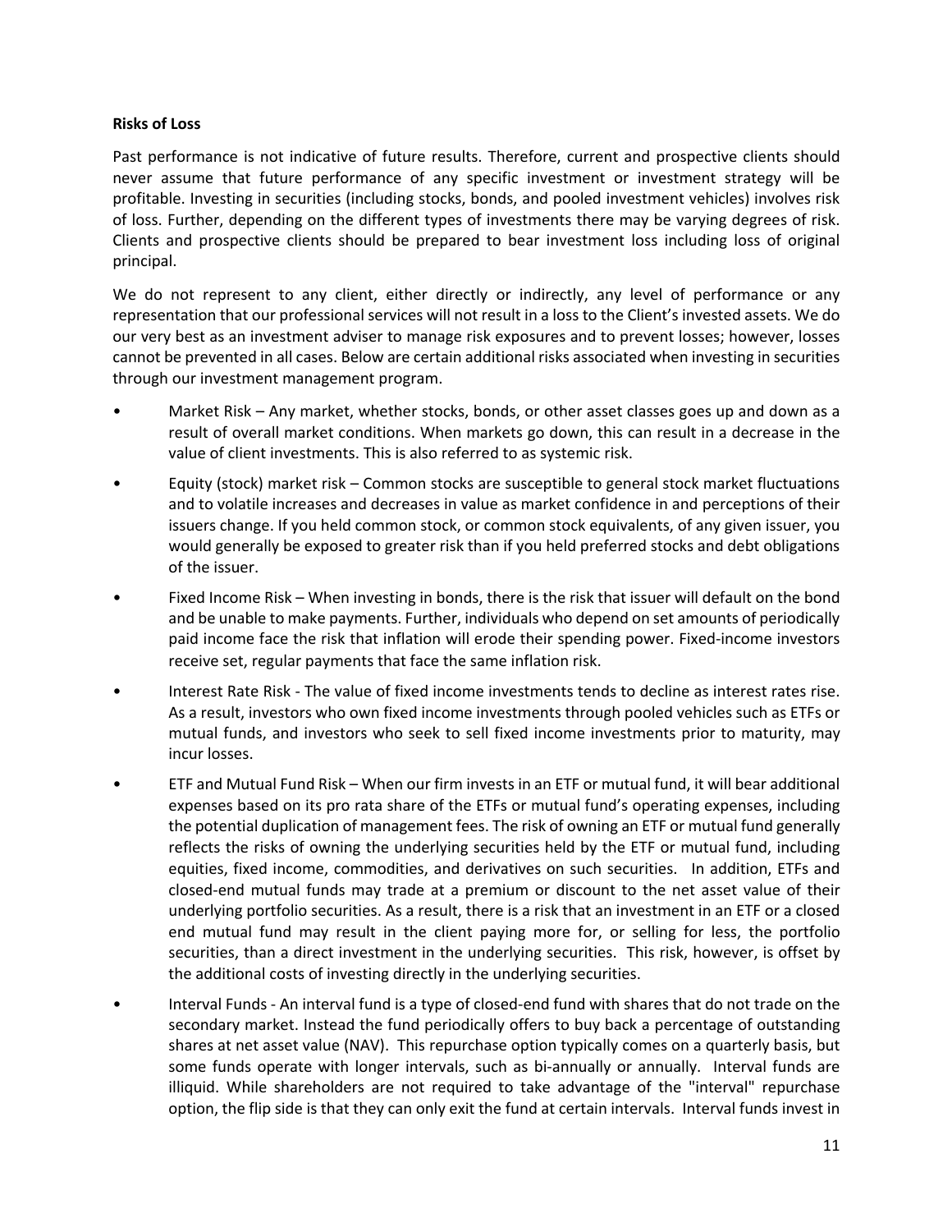**Risks of Loss**

Past performance is not indicative of future results. Therefore, current and prospective clients should never assume that future performance of any specific investment or investment strategy will be profitable. Investing in securities (including stocks, bonds, and pooled investment vehicles) involves risk of loss. Further, depending on the different types of investments there may be varying degrees of risk. Clients and prospective clients should be prepared to bear investment loss including loss of original principal.

We do not represent to any client, either directly or indirectly, any level of performance or any representation that our professional services will not result in a loss to the Client's invested assets. We do our very best as an investment adviser to manage risk exposures and to prevent losses; however, losses cannot be prevented in all cases. Below are certain additional risks associated when investing in securities through our investment management program.

- Market Risk – Any market, whether stocks, bonds, or other asset classes goes up and down as a result of overall market conditions. When markets go down, this can result in a decrease in the value of client investments. This is also referred to as systemic risk.
- Equity (stock) market risk – Common stocks are susceptible to general stock market fluctuations and to volatile increases and decreases in value as market confidence in and perceptions of their issuers change. If you held common stock, or common stock equivalents, of any given issuer, you would generally be exposed to greater risk than if you held preferred stocks and debt obligations of the issuer.
- Fixed Income Risk – When investing in bonds, there is the risk that issuer will default on the bond and be unable to make payments. Further, individuals who depend on set amounts of periodically paid income face the risk that inflation will erode their spending power. Fixed-income investors receive set, regular payments that face the same inflation risk.
- Interest Rate Risk - The value of fixed income investments tends to decline as interest rates rise. As a result, investors who own fixed income investments through pooled vehicles such as ETFs or mutual funds, and investors who seek to sell fixed income investments prior to maturity, may incur losses.
- ETF and Mutual Fund Risk – When our firm invests in an ETF or mutual fund, it will bear additional expenses based on its pro rata share of the ETFs or mutual fund's operating expenses, including the potential duplication of management fees. The risk of owning an ETF or mutual fund generally reflects the risks of owning the underlying securities held by the ETF or mutual fund, including equities, fixed income, commodities, and derivatives on such securities. In addition, ETFs and closed-end mutual funds may trade at a premium or discount to the net asset value of their underlying portfolio securities. As a result, there is a risk that an investment in an ETF or a closed end mutual fund may result in the client paying more for, or selling for less, the portfolio securities, than a direct investment in the underlying securities. This risk, however, is offset by the additional costs of investing directly in the underlying securities.
- Interval Funds - An interval fund is a type of closed-end fund with shares that do not trade on the secondary market. Instead the fund periodically offers to buy back a percentage of outstanding shares at net asset value (NAV). This repurchase option typically comes on a quarterly basis, but some funds operate with longer intervals, such as bi-annually or annually. Interval funds are illiquid. While shareholders are not required to take advantage of the "interval" repurchase option, the flip side is that they can only exit the fund at certain intervals. Interval funds invest in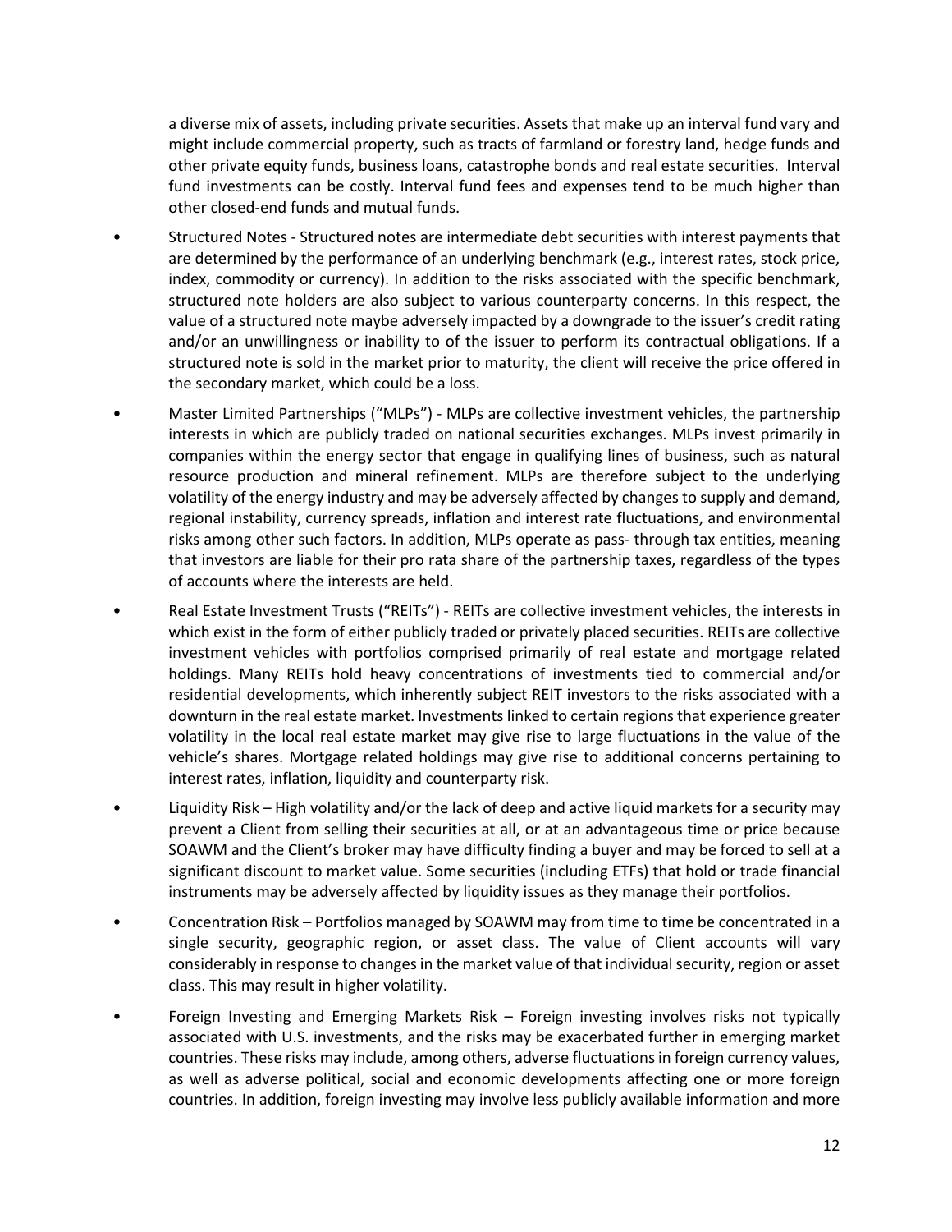a diverse mix of assets, including private securities. Assets that make up an interval fund vary and might include commercial property, such as tracts of farmland or forestry land, hedge funds and other private equity funds, business loans, catastrophe bonds and real estate securities. Interval fund investments can be costly. Interval fund fees and expenses tend to be much higher than other closed-end funds and mutual funds.

- Structured Notes - Structured notes are intermediate debt securities with interest payments that are determined by the performance of an underlying benchmark (e.g., interest rates, stock price, index, commodity or currency). In addition to the risks associated with the specific benchmark, structured note holders are also subject to various counterparty concerns. In this respect, the value of a structured note maybe adversely impacted by a downgrade to the issuer's credit rating and/or an unwillingness or inability to of the issuer to perform its contractual obligations. If a structured note is sold in the market prior to maturity, the client will receive the price offered in the secondary market, which could be a loss.
- Master Limited Partnerships ("MLPs") - MLPs are collective investment vehicles, the partnership interests in which are publicly traded on national securities exchanges. MLPs invest primarily in companies within the energy sector that engage in qualifying lines of business, such as natural resource production and mineral refinement. MLPs are therefore subject to the underlying volatility of the energy industry and may be adversely affected by changes to supply and demand, regional instability, currency spreads, inflation and interest rate fluctuations, and environmental risks among other such factors. In addition, MLPs operate as pass- through tax entities, meaning that investors are liable for their pro rata share of the partnership taxes, regardless of the types of accounts where the interests are held.
- Real Estate Investment Trusts ("REITs") - REITs are collective investment vehicles, the interests in which exist in the form of either publicly traded or privately placed securities. REITs are collective investment vehicles with portfolios comprised primarily of real estate and mortgage related holdings. Many REITs hold heavy concentrations of investments tied to commercial and/or residential developments, which inherently subject REIT investors to the risks associated with a downturn in the real estate market. Investments linked to certain regions that experience greater volatility in the local real estate market may give rise to large fluctuations in the value of the vehicle's shares. Mortgage related holdings may give rise to additional concerns pertaining to interest rates, inflation, liquidity and counterparty risk.
- Liquidity Risk – High volatility and/or the lack of deep and active liquid markets for a security may prevent a Client from selling their securities at all, or at an advantageous time or price because SOAWM and the Client's broker may have difficulty finding a buyer and may be forced to sell at a significant discount to market value. Some securities (including ETFs) that hold or trade financial instruments may be adversely affected by liquidity issues as they manage their portfolios.
- Concentration Risk – Portfolios managed by SOAWM may from time to time be concentrated in a single security, geographic region, or asset class. The value of Client accounts will vary considerably in response to changes in the market value of that individual security, region or asset class. This may result in higher volatility.
- Foreign Investing and Emerging Markets Risk – Foreign investing involves risks not typically associated with U.S. investments, and the risks may be exacerbated further in emerging market countries. These risks may include, among others, adverse fluctuations in foreign currency values, as well as adverse political, social and economic developments affecting one or more foreign countries. In addition, foreign investing may involve less publicly available information and more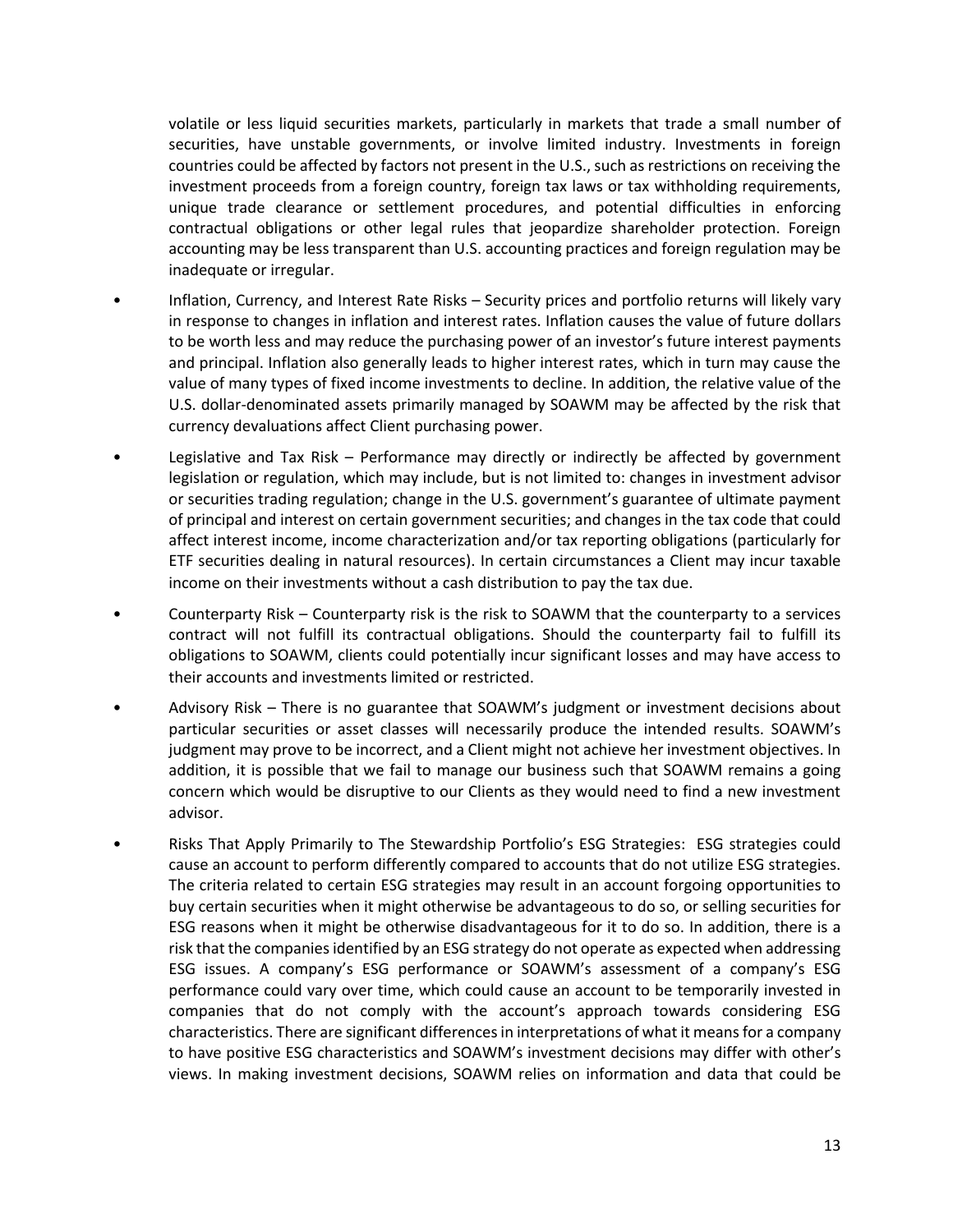volatile or less liquid securities markets, particularly in markets that trade a small number of securities, have unstable governments, or involve limited industry. Investments in foreign countries could be affected by factors not present in the U.S., such as restrictions on receiving the investment proceeds from a foreign country, foreign tax laws or tax withholding requirements, unique trade clearance or settlement procedures, and potential difficulties in enforcing contractual obligations or other legal rules that jeopardize shareholder protection. Foreign accounting may be less transparent than U.S. accounting practices and foreign regulation may be inadequate or irregular.

- Inflation, Currency, and Interest Rate Risks – Security prices and portfolio returns will likely vary in response to changes in inflation and interest rates. Inflation causes the value of future dollars to be worth less and may reduce the purchasing power of an investor's future interest payments and principal. Inflation also generally leads to higher interest rates, which in turn may cause the value of many types of fixed income investments to decline. In addition, the relative value of the U.S. dollar-denominated assets primarily managed by SOAWM may be affected by the risk that currency devaluations affect Client purchasing power.

- Legislative and Tax Risk – Performance may directly or indirectly be affected by government legislation or regulation, which may include, but is not limited to: changes in investment advisor or securities trading regulation; change in the U.S. government's guarantee of ultimate payment of principal and interest on certain government securities; and changes in the tax code that could affect interest income, income characterization and/or tax reporting obligations (particularly for ETF securities dealing in natural resources). In certain circumstances a Client may incur taxable income on their investments without a cash distribution to pay the tax due.

- Counterparty Risk – Counterparty risk is the risk to SOAWM that the counterparty to a services contract will not fulfill its contractual obligations. Should the counterparty fail to fulfill its obligations to SOAWM, clients could potentially incur significant losses and may have access to their accounts and investments limited or restricted.

- Advisory Risk – There is no guarantee that SOAWM's judgment or investment decisions about particular securities or asset classes will necessarily produce the intended results. SOAWM's judgment may prove to be incorrect, and a Client might not achieve her investment objectives. In addition, it is possible that we fail to manage our business such that SOAWM remains a going concern which would be disruptive to our Clients as they would need to find a new investment advisor.

- Risks That Apply Primarily to The Stewardship Portfolio's ESG Strategies: ESG strategies could cause an account to perform differently compared to accounts that do not utilize ESG strategies. The criteria related to certain ESG strategies may result in an account forgoing opportunities to buy certain securities when it might otherwise be advantageous to do so, or selling securities for ESG reasons when it might be otherwise disadvantageous for it to do so. In addition, there is a risk that the companies identified by an ESG strategy do not operate as expected when addressing ESG issues. A company's ESG performance or SOAWM's assessment of a company's ESG performance could vary over time, which could cause an account to be temporarily invested in companies that do not comply with the account's approach towards considering ESG characteristics. There are significant differences in interpretations of what it means for a company to have positive ESG characteristics and SOAWM's investment decisions may differ with other's views. In making investment decisions, SOAWM relies on information and data that could be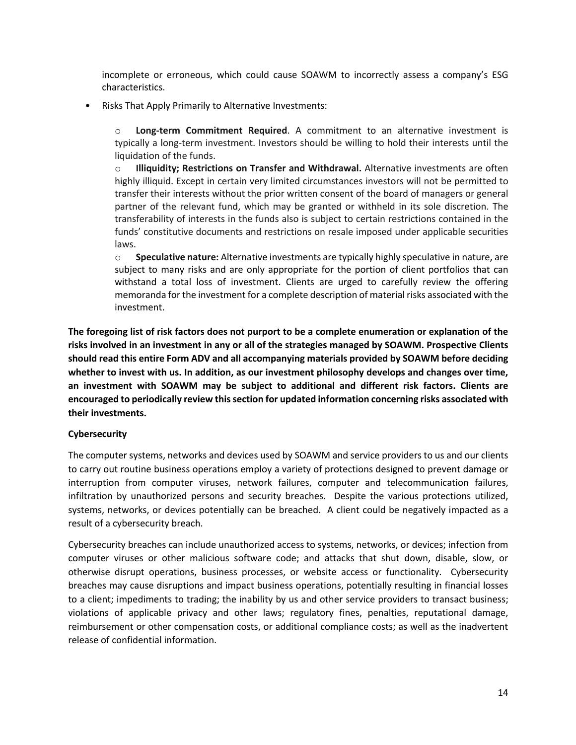incomplete or erroneous, which could cause SOAWM to incorrectly assess a company's ESG characteristics.

- Risks That Apply Primarily to Alternative Investments:

  - **Long-term Commitment Required**. A commitment to an alternative investment is typically a long-term investment. Investors should be willing to hold their interests until the liquidation of the funds.
  - **Illiquidity; Restrictions on Transfer and Withdrawal.** Alternative investments are often highly illiquid. Except in certain very limited circumstances investors will not be permitted to transfer their interests without the prior written consent of the board of managers or general partner of the relevant fund, which may be granted or withheld in its sole discretion. The transferability of interests in the funds also is subject to certain restrictions contained in the funds' constitutive documents and restrictions on resale imposed under applicable securities laws.
  - **Speculative nature:** Alternative investments are typically highly speculative in nature, are subject to many risks and are only appropriate for the portion of client portfolios that can withstand a total loss of investment. Clients are urged to carefully review the offering memoranda for the investment for a complete description of material risks associated with the investment.

**The foregoing list of risk factors does not purport to be a complete enumeration or explanation of the risks involved in an investment in any or all of the strategies managed by SOAWM. Prospective Clients should read this entire Form ADV and all accompanying materials provided by SOAWM before deciding whether to invest with us. In addition, as our investment philosophy develops and changes over time, an investment with SOAWM may be subject to additional and different risk factors. Clients are encouraged to periodically review this section for updated information concerning risks associated with their investments.**

**Cybersecurity**

The computer systems, networks and devices used by SOAWM and service providers to us and our clients to carry out routine business operations employ a variety of protections designed to prevent damage or interruption from computer viruses, network failures, computer and telecommunication failures, infiltration by unauthorized persons and security breaches. Despite the various protections utilized, systems, networks, or devices potentially can be breached. A client could be negatively impacted as a result of a cybersecurity breach.

Cybersecurity breaches can include unauthorized access to systems, networks, or devices; infection from computer viruses or other malicious software code; and attacks that shut down, disable, slow, or otherwise disrupt operations, business processes, or website access or functionality. Cybersecurity breaches may cause disruptions and impact business operations, potentially resulting in financial losses to a client; impediments to trading; the inability by us and other service providers to transact business; violations of applicable privacy and other laws; regulatory fines, penalties, reputational damage, reimbursement or other compensation costs, or additional compliance costs; as well as the inadvertent release of confidential information.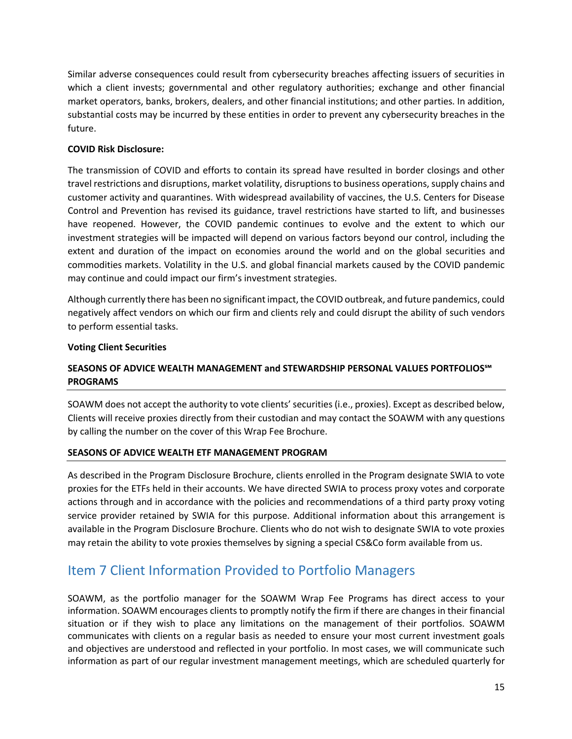Similar adverse consequences could result from cybersecurity breaches affecting issuers of securities in which a client invests; governmental and other regulatory authorities; exchange and other financial market operators, banks, brokers, dealers, and other financial institutions; and other parties. In addition, substantial costs may be incurred by these entities in order to prevent any cybersecurity breaches in the future.

**COVID Risk Disclosure:**

The transmission of COVID and efforts to contain its spread have resulted in border closings and other travel restrictions and disruptions, market volatility, disruptions to business operations, supply chains and customer activity and quarantines. With widespread availability of vaccines, the U.S. Centers for Disease Control and Prevention has revised its guidance, travel restrictions have started to lift, and businesses have reopened. However, the COVID pandemic continues to evolve and the extent to which our investment strategies will be impacted will depend on various factors beyond our control, including the extent and duration of the impact on economies around the world and on the global securities and commodities markets. Volatility in the U.S. and global financial markets caused by the COVID pandemic may continue and could impact our firm's investment strategies.

Although currently there has been no significant impact, the COVID outbreak, and future pandemics, could negatively affect vendors on which our firm and clients rely and could disrupt the ability of such vendors to perform essential tasks.

**Voting Client Securities**

**SEASONS OF ADVICE WEALTH MANAGEMENT and STEWARDSHIP PERSONAL VALUES PORTFOLIOS℠ PROGRAMS**

SOAWM does not accept the authority to vote clients' securities (i.e., proxies). Except as described below, Clients will receive proxies directly from their custodian and may contact the SOAWM with any questions by calling the number on the cover of this Wrap Fee Brochure.

**SEASONS OF ADVICE WEALTH ETF MANAGEMENT PROGRAM**

As described in the Program Disclosure Brochure, clients enrolled in the Program designate SWIA to vote proxies for the ETFs held in their accounts. We have directed SWIA to process proxy votes and corporate actions through and in accordance with the policies and recommendations of a third party proxy voting service provider retained by SWIA for this purpose. Additional information about this arrangement is available in the Program Disclosure Brochure. Clients who do not wish to designate SWIA to vote proxies may retain the ability to vote proxies themselves by signing a special CS&Co form available from us.

## Item 7 Client Information Provided to Portfolio Managers

SOAWM, as the portfolio manager for the SOAWM Wrap Fee Programs has direct access to your information. SOAWM encourages clients to promptly notify the firm if there are changes in their financial situation or if they wish to place any limitations on the management of their portfolios. SOAWM communicates with clients on a regular basis as needed to ensure your most current investment goals and objectives are understood and reflected in your portfolio. In most cases, we will communicate such information as part of our regular investment management meetings, which are scheduled quarterly for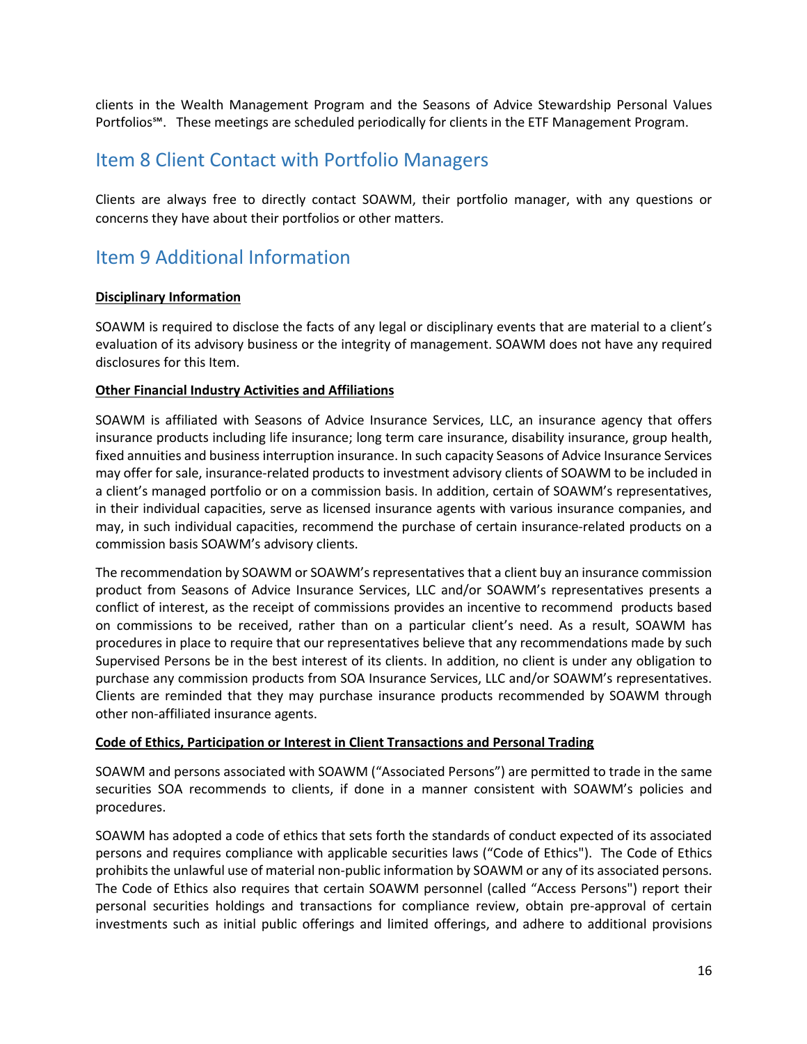clients in the Wealth Management Program and the Seasons of Advice Stewardship Personal Values Portfolios℠. These meetings are scheduled periodically for clients in the ETF Management Program.

## Item 8 Client Contact with Portfolio Managers

Clients are always free to directly contact SOAWM, their portfolio manager, with any questions or concerns they have about their portfolios or other matters.

## Item 9 Additional Information

**Disciplinary Information**

SOAWM is required to disclose the facts of any legal or disciplinary events that are material to a client's evaluation of its advisory business or the integrity of management. SOAWM does not have any required disclosures for this Item.

**Other Financial Industry Activities and Affiliations**

SOAWM is affiliated with Seasons of Advice Insurance Services, LLC, an insurance agency that offers insurance products including life insurance; long term care insurance, disability insurance, group health, fixed annuities and business interruption insurance. In such capacity Seasons of Advice Insurance Services may offer for sale, insurance-related products to investment advisory clients of SOAWM to be included in a client's managed portfolio or on a commission basis. In addition, certain of SOAWM's representatives, in their individual capacities, serve as licensed insurance agents with various insurance companies, and may, in such individual capacities, recommend the purchase of certain insurance-related products on a commission basis SOAWM's advisory clients.

The recommendation by SOAWM or SOAWM's representatives that a client buy an insurance commission product from Seasons of Advice Insurance Services, LLC and/or SOAWM's representatives presents a conflict of interest, as the receipt of commissions provides an incentive to recommend products based on commissions to be received, rather than on a particular client's need. As a result, SOAWM has procedures in place to require that our representatives believe that any recommendations made by such Supervised Persons be in the best interest of its clients. In addition, no client is under any obligation to purchase any commission products from SOA Insurance Services, LLC and/or SOAWM's representatives. Clients are reminded that they may purchase insurance products recommended by SOAWM through other non-affiliated insurance agents.

**Code of Ethics, Participation or Interest in Client Transactions and Personal Trading**

SOAWM and persons associated with SOAWM ("Associated Persons") are permitted to trade in the same securities SOA recommends to clients, if done in a manner consistent with SOAWM's policies and procedures.

SOAWM has adopted a code of ethics that sets forth the standards of conduct expected of its associated persons and requires compliance with applicable securities laws ("Code of Ethics"). The Code of Ethics prohibits the unlawful use of material non-public information by SOAWM or any of its associated persons. The Code of Ethics also requires that certain SOAWM personnel (called "Access Persons") report their personal securities holdings and transactions for compliance review, obtain pre-approval of certain investments such as initial public offerings and limited offerings, and adhere to additional provisions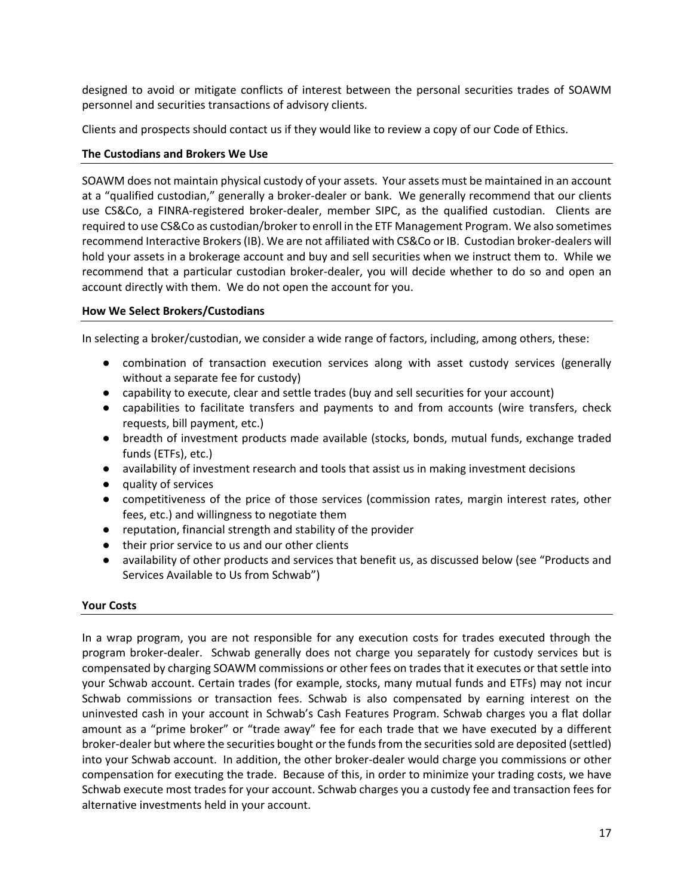designed to avoid or mitigate conflicts of interest between the personal securities trades of SOAWM personnel and securities transactions of advisory clients.

Clients and prospects should contact us if they would like to review a copy of our Code of Ethics.

**The Custodians and Brokers We Use**

SOAWM does not maintain physical custody of your assets. Your assets must be maintained in an account at a "qualified custodian," generally a broker-dealer or bank. We generally recommend that our clients use CS&Co, a FINRA-registered broker-dealer, member SIPC, as the qualified custodian. Clients are required to use CS&Co as custodian/broker to enroll in the ETF Management Program. We also sometimes recommend Interactive Brokers (IB). We are not affiliated with CS&Co or IB. Custodian broker-dealers will hold your assets in a brokerage account and buy and sell securities when we instruct them to. While we recommend that a particular custodian broker-dealer, you will decide whether to do so and open an account directly with them. We do not open the account for you.

**How We Select Brokers/Custodians**

In selecting a broker/custodian, we consider a wide range of factors, including, among others, these:

- combination of transaction execution services along with asset custody services (generally without a separate fee for custody)
- capability to execute, clear and settle trades (buy and sell securities for your account)
- capabilities to facilitate transfers and payments to and from accounts (wire transfers, check requests, bill payment, etc.)
- breadth of investment products made available (stocks, bonds, mutual funds, exchange traded funds (ETFs), etc.)
- availability of investment research and tools that assist us in making investment decisions
- quality of services
- competitiveness of the price of those services (commission rates, margin interest rates, other fees, etc.) and willingness to negotiate them
- reputation, financial strength and stability of the provider
- their prior service to us and our other clients
- availability of other products and services that benefit us, as discussed below (see "Products and Services Available to Us from Schwab")

**Your Costs**

In a wrap program, you are not responsible for any execution costs for trades executed through the program broker-dealer. Schwab generally does not charge you separately for custody services but is compensated by charging SOAWM commissions or other fees on trades that it executes or that settle into your Schwab account. Certain trades (for example, stocks, many mutual funds and ETFs) may not incur Schwab commissions or transaction fees. Schwab is also compensated by earning interest on the uninvested cash in your account in Schwab's Cash Features Program. Schwab charges you a flat dollar amount as a "prime broker" or "trade away" fee for each trade that we have executed by a different broker-dealer but where the securities bought or the funds from the securities sold are deposited (settled) into your Schwab account. In addition, the other broker-dealer would charge you commissions or other compensation for executing the trade. Because of this, in order to minimize your trading costs, we have Schwab execute most trades for your account. Schwab charges you a custody fee and transaction fees for alternative investments held in your account.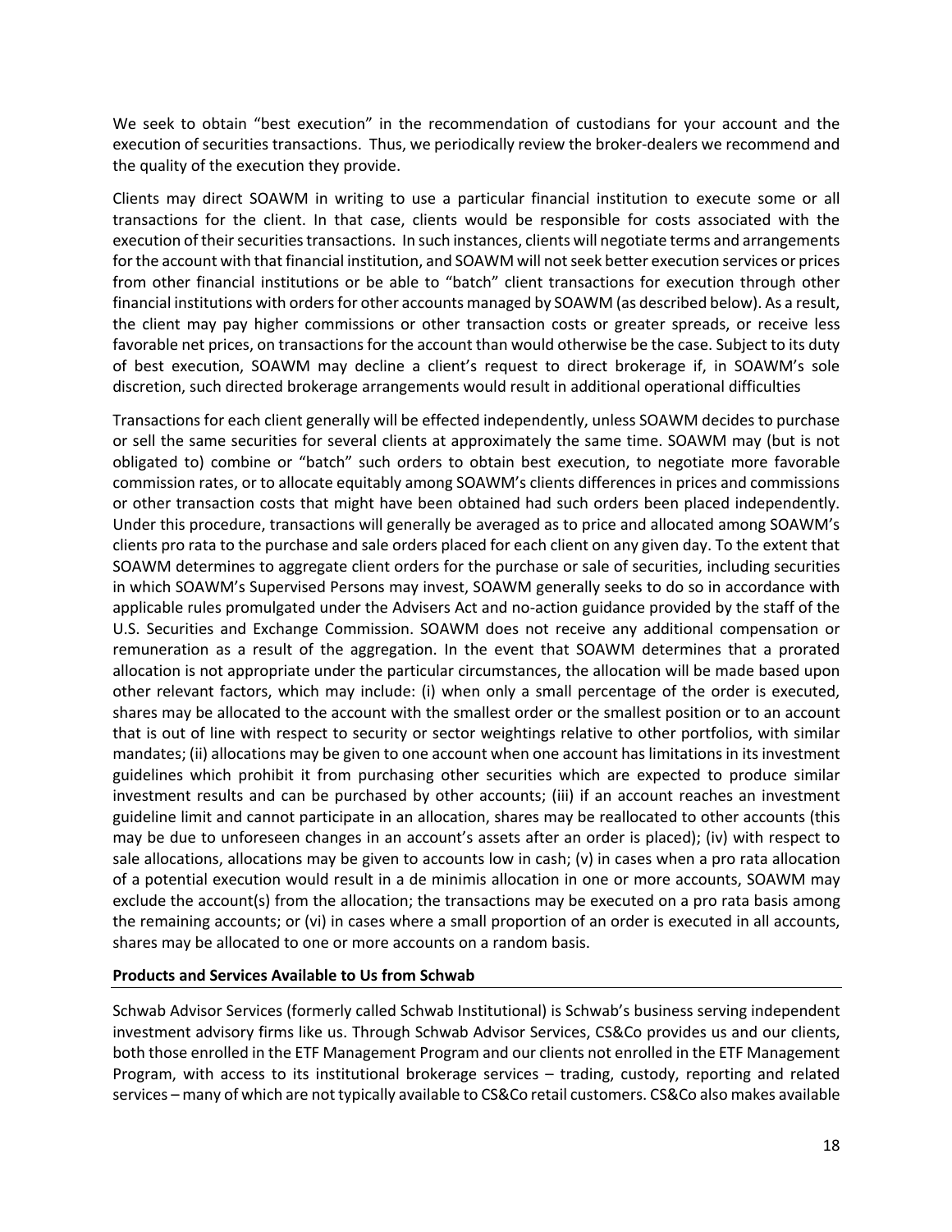We seek to obtain "best execution" in the recommendation of custodians for your account and the execution of securities transactions. Thus, we periodically review the broker-dealers we recommend and the quality of the execution they provide.

Clients may direct SOAWM in writing to use a particular financial institution to execute some or all transactions for the client. In that case, clients would be responsible for costs associated with the execution of their securities transactions. In such instances, clients will negotiate terms and arrangements for the account with that financial institution, and SOAWM will not seek better execution services or prices from other financial institutions or be able to "batch" client transactions for execution through other financial institutions with orders for other accounts managed by SOAWM (as described below). As a result, the client may pay higher commissions or other transaction costs or greater spreads, or receive less favorable net prices, on transactions for the account than would otherwise be the case. Subject to its duty of best execution, SOAWM may decline a client's request to direct brokerage if, in SOAWM's sole discretion, such directed brokerage arrangements would result in additional operational difficulties

Transactions for each client generally will be effected independently, unless SOAWM decides to purchase or sell the same securities for several clients at approximately the same time. SOAWM may (but is not obligated to) combine or "batch" such orders to obtain best execution, to negotiate more favorable commission rates, or to allocate equitably among SOAWM's clients differences in prices and commissions or other transaction costs that might have been obtained had such orders been placed independently. Under this procedure, transactions will generally be averaged as to price and allocated among SOAWM's clients pro rata to the purchase and sale orders placed for each client on any given day. To the extent that SOAWM determines to aggregate client orders for the purchase or sale of securities, including securities in which SOAWM's Supervised Persons may invest, SOAWM generally seeks to do so in accordance with applicable rules promulgated under the Advisers Act and no-action guidance provided by the staff of the U.S. Securities and Exchange Commission. SOAWM does not receive any additional compensation or remuneration as a result of the aggregation. In the event that SOAWM determines that a prorated allocation is not appropriate under the particular circumstances, the allocation will be made based upon other relevant factors, which may include: (i) when only a small percentage of the order is executed, shares may be allocated to the account with the smallest order or the smallest position or to an account that is out of line with respect to security or sector weightings relative to other portfolios, with similar mandates; (ii) allocations may be given to one account when one account has limitations in its investment guidelines which prohibit it from purchasing other securities which are expected to produce similar investment results and can be purchased by other accounts; (iii) if an account reaches an investment guideline limit and cannot participate in an allocation, shares may be reallocated to other accounts (this may be due to unforeseen changes in an account's assets after an order is placed); (iv) with respect to sale allocations, allocations may be given to accounts low in cash; (v) in cases when a pro rata allocation of a potential execution would result in a de minimis allocation in one or more accounts, SOAWM may exclude the account(s) from the allocation; the transactions may be executed on a pro rata basis among the remaining accounts; or (vi) in cases where a small proportion of an order is executed in all accounts, shares may be allocated to one or more accounts on a random basis.

**Products and Services Available to Us from Schwab**

Schwab Advisor Services (formerly called Schwab Institutional) is Schwab's business serving independent investment advisory firms like us. Through Schwab Advisor Services, CS&Co provides us and our clients, both those enrolled in the ETF Management Program and our clients not enrolled in the ETF Management Program, with access to its institutional brokerage services – trading, custody, reporting and related services – many of which are not typically available to CS&Co retail customers. CS&Co also makes available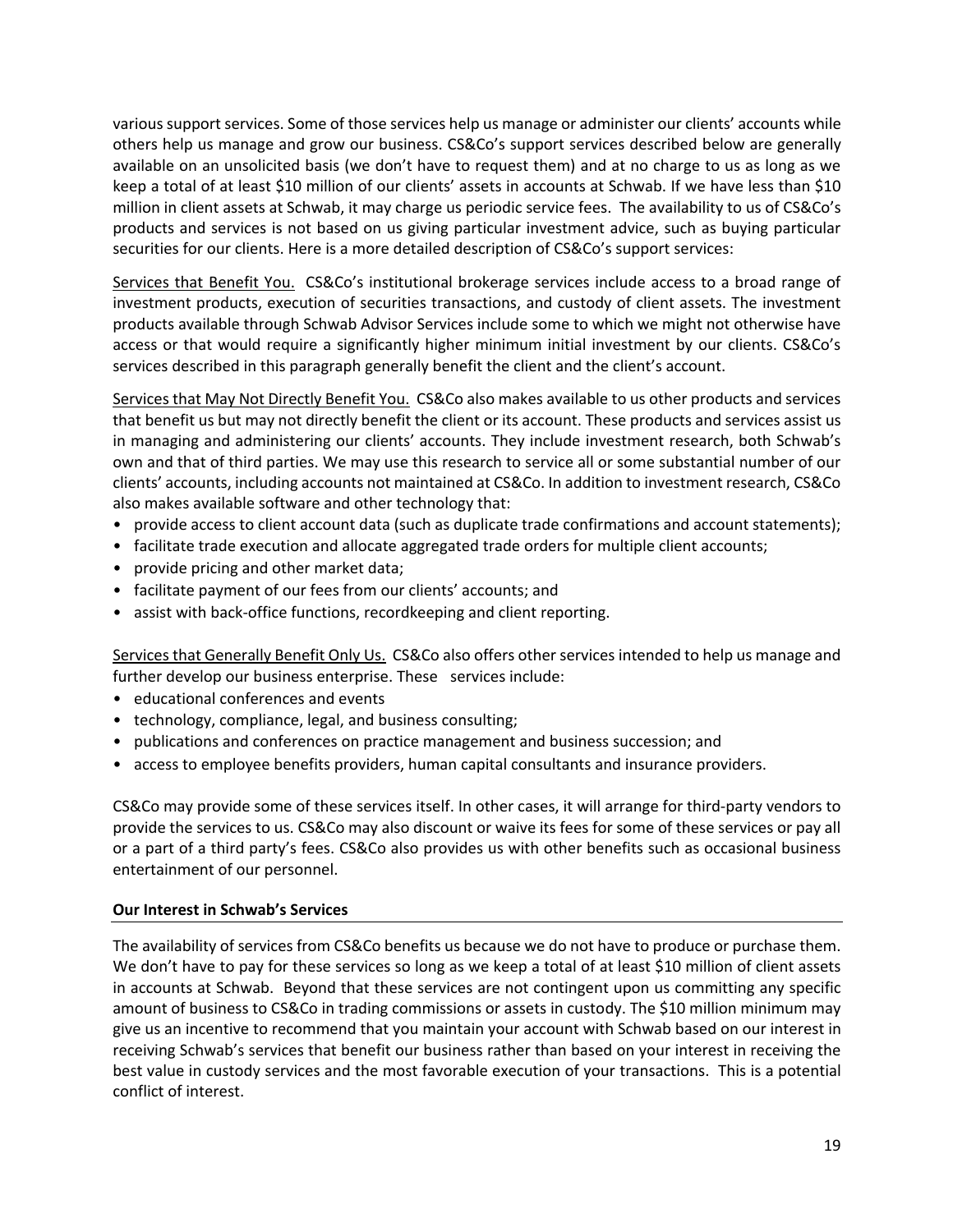various support services. Some of those services help us manage or administer our clients' accounts while others help us manage and grow our business. CS&Co's support services described below are generally available on an unsolicited basis (we don't have to request them) and at no charge to us as long as we keep a total of at least $10 million of our clients' assets in accounts at Schwab. If we have less than $10 million in client assets at Schwab, it may charge us periodic service fees. The availability to us of CS&Co's products and services is not based on us giving particular investment advice, such as buying particular securities for our clients. Here is a more detailed description of CS&Co's support services:

<u>Services that Benefit You.</u> CS&Co's institutional brokerage services include access to a broad range of investment products, execution of securities transactions, and custody of client assets. The investment products available through Schwab Advisor Services include some to which we might not otherwise have access or that would require a significantly higher minimum initial investment by our clients. CS&Co's services described in this paragraph generally benefit the client and the client's account.

<u>Services that May Not Directly Benefit You.</u> CS&Co also makes available to us other products and services that benefit us but may not directly benefit the client or its account. These products and services assist us in managing and administering our clients' accounts. They include investment research, both Schwab's own and that of third parties. We may use this research to service all or some substantial number of our clients' accounts, including accounts not maintained at CS&Co. In addition to investment research, CS&Co also makes available software and other technology that:

- provide access to client account data (such as duplicate trade confirmations and account statements);
- facilitate trade execution and allocate aggregated trade orders for multiple client accounts;
- provide pricing and other market data;
- facilitate payment of our fees from our clients' accounts; and
- assist with back-office functions, recordkeeping and client reporting.

<u>Services that Generally Benefit Only Us.</u> CS&Co also offers other services intended to help us manage and further develop our business enterprise. These services include:

- educational conferences and events
- technology, compliance, legal, and business consulting;
- publications and conferences on practice management and business succession; and
- access to employee benefits providers, human capital consultants and insurance providers.

CS&Co may provide some of these services itself. In other cases, it will arrange for third-party vendors to provide the services to us. CS&Co may also discount or waive its fees for some of these services or pay all or a part of a third party's fees. CS&Co also provides us with other benefits such as occasional business entertainment of our personnel.

**Our Interest in Schwab's Services**

The availability of services from CS&Co benefits us because we do not have to produce or purchase them. We don't have to pay for these services so long as we keep a total of at least $10 million of client assets in accounts at Schwab. Beyond that these services are not contingent upon us committing any specific amount of business to CS&Co in trading commissions or assets in custody. The $10 million minimum may give us an incentive to recommend that you maintain your account with Schwab based on our interest in receiving Schwab's services that benefit our business rather than based on your interest in receiving the best value in custody services and the most favorable execution of your transactions. This is a potential conflict of interest.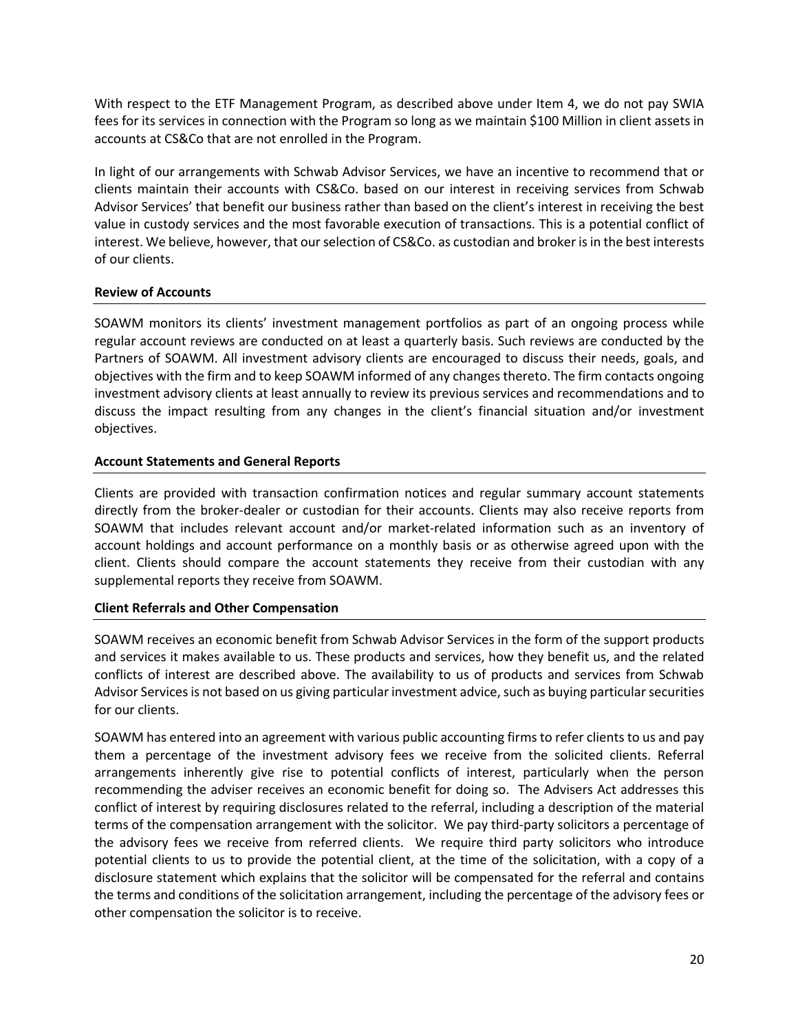With respect to the ETF Management Program, as described above under Item 4, we do not pay SWIA fees for its services in connection with the Program so long as we maintain $100 Million in client assets in accounts at CS&Co that are not enrolled in the Program.

In light of our arrangements with Schwab Advisor Services, we have an incentive to recommend that or clients maintain their accounts with CS&Co. based on our interest in receiving services from Schwab Advisor Services' that benefit our business rather than based on the client's interest in receiving the best value in custody services and the most favorable execution of transactions. This is a potential conflict of interest. We believe, however, that our selection of CS&Co. as custodian and broker is in the best interests of our clients.

**Review of Accounts**

SOAWM monitors its clients' investment management portfolios as part of an ongoing process while regular account reviews are conducted on at least a quarterly basis. Such reviews are conducted by the Partners of SOAWM. All investment advisory clients are encouraged to discuss their needs, goals, and objectives with the firm and to keep SOAWM informed of any changes thereto. The firm contacts ongoing investment advisory clients at least annually to review its previous services and recommendations and to discuss the impact resulting from any changes in the client's financial situation and/or investment objectives.

**Account Statements and General Reports**

Clients are provided with transaction confirmation notices and regular summary account statements directly from the broker-dealer or custodian for their accounts. Clients may also receive reports from SOAWM that includes relevant account and/or market-related information such as an inventory of account holdings and account performance on a monthly basis or as otherwise agreed upon with the client. Clients should compare the account statements they receive from their custodian with any supplemental reports they receive from SOAWM.

**Client Referrals and Other Compensation**

SOAWM receives an economic benefit from Schwab Advisor Services in the form of the support products and services it makes available to us. These products and services, how they benefit us, and the related conflicts of interest are described above. The availability to us of products and services from Schwab Advisor Services is not based on us giving particular investment advice, such as buying particular securities for our clients.

SOAWM has entered into an agreement with various public accounting firms to refer clients to us and pay them a percentage of the investment advisory fees we receive from the solicited clients. Referral arrangements inherently give rise to potential conflicts of interest, particularly when the person recommending the adviser receives an economic benefit for doing so. The Advisers Act addresses this conflict of interest by requiring disclosures related to the referral, including a description of the material terms of the compensation arrangement with the solicitor. We pay third-party solicitors a percentage of the advisory fees we receive from referred clients. We require third party solicitors who introduce potential clients to us to provide the potential client, at the time of the solicitation, with a copy of a disclosure statement which explains that the solicitor will be compensated for the referral and contains the terms and conditions of the solicitation arrangement, including the percentage of the advisory fees or other compensation the solicitor is to receive.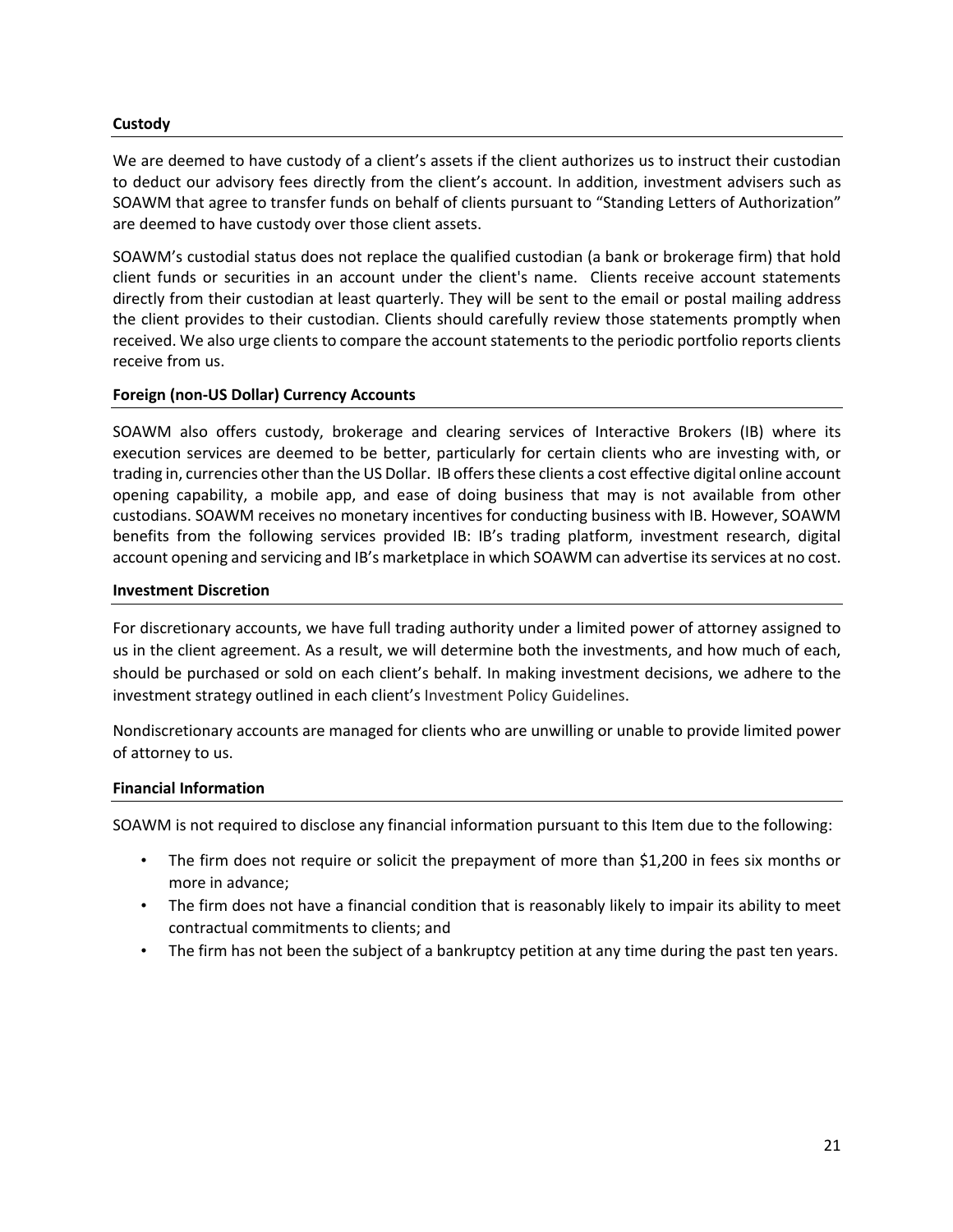**Custody**

We are deemed to have custody of a client's assets if the client authorizes us to instruct their custodian to deduct our advisory fees directly from the client's account. In addition, investment advisers such as SOAWM that agree to transfer funds on behalf of clients pursuant to "Standing Letters of Authorization" are deemed to have custody over those client assets.

SOAWM's custodial status does not replace the qualified custodian (a bank or brokerage firm) that hold client funds or securities in an account under the client's name. Clients receive account statements directly from their custodian at least quarterly. They will be sent to the email or postal mailing address the client provides to their custodian. Clients should carefully review those statements promptly when received. We also urge clients to compare the account statements to the periodic portfolio reports clients receive from us.

**Foreign (non-US Dollar) Currency Accounts**

SOAWM also offers custody, brokerage and clearing services of Interactive Brokers (IB) where its execution services are deemed to be better, particularly for certain clients who are investing with, or trading in, currencies other than the US Dollar. IB offers these clients a cost effective digital online account opening capability, a mobile app, and ease of doing business that may is not available from other custodians. SOAWM receives no monetary incentives for conducting business with IB. However, SOAWM benefits from the following services provided IB: IB's trading platform, investment research, digital account opening and servicing and IB's marketplace in which SOAWM can advertise its services at no cost.

**Investment Discretion**

For discretionary accounts, we have full trading authority under a limited power of attorney assigned to us in the client agreement. As a result, we will determine both the investments, and how much of each, should be purchased or sold on each client's behalf. In making investment decisions, we adhere to the investment strategy outlined in each client's Investment Policy Guidelines.

Nondiscretionary accounts are managed for clients who are unwilling or unable to provide limited power of attorney to us.

**Financial Information**

SOAWM is not required to disclose any financial information pursuant to this Item due to the following:

- The firm does not require or solicit the prepayment of more than $1,200 in fees six months or more in advance;
- The firm does not have a financial condition that is reasonably likely to impair its ability to meet contractual commitments to clients; and
- The firm has not been the subject of a bankruptcy petition at any time during the past ten years.